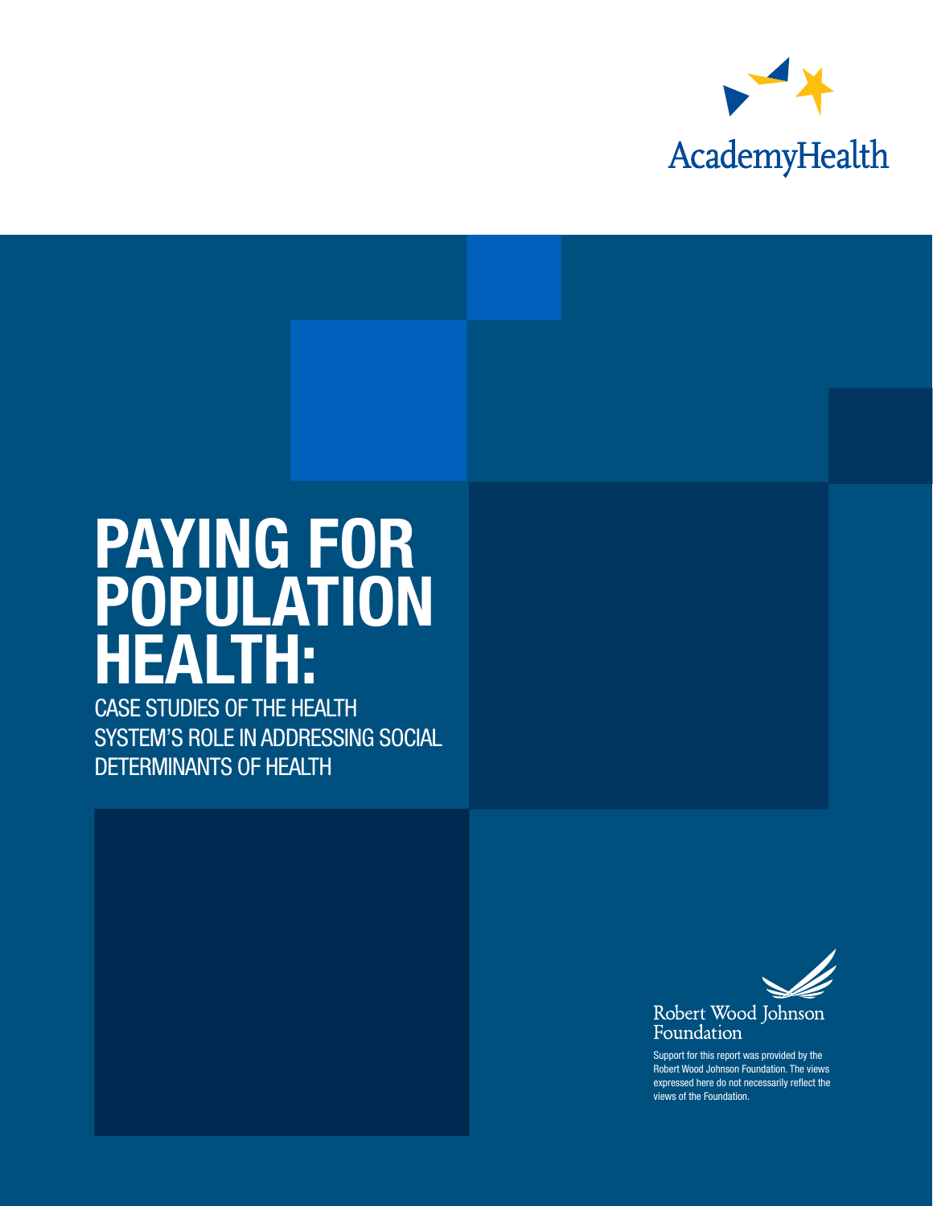AcademyHealth

# PAYING FOR POPULATION HEALTH:

## CASE STUDIES OF THE HEALTH SYSTEM'S ROLE IN ADDRESSING SOCIAL DETERMINANTS OF HEALTH

Robert Wood Johnson Foundation

Support for this report was provided by the Robert Wood Johnson Foundation. The views expressed here do not necessarily reflect the views of the Foundation.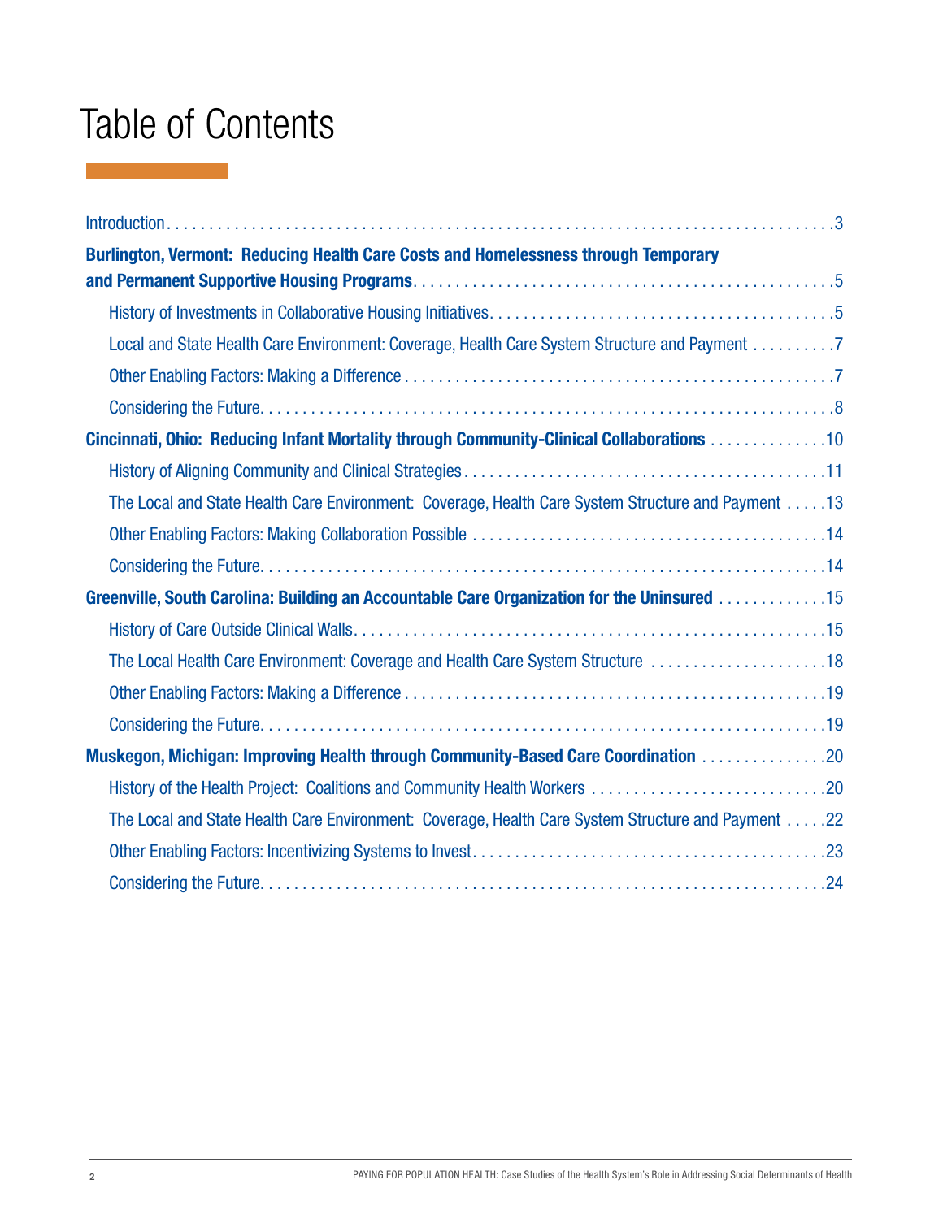# Table of Contents

Introduction . . . . . . . . . . 3

**Burlington, Vermont: Reducing Health Care Costs and Homelessness through Temporary and Permanent Supportive Housing Programs** . . . . . . . . . . 5

- History of Investments in Collaborative Housing Initiatives . . . . . . . . . . 5
- Local and State Health Care Environment: Coverage, Health Care System Structure and Payment . . . . . . . . . . 7
- Other Enabling Factors: Making a Difference . . . . . . . . . . 7
- Considering the Future . . . . . . . . . . 8

**Cincinnati, Ohio: Reducing Infant Mortality through Community-Clinical Collaborations** . . . . . . . . . . 10

- History of Aligning Community and Clinical Strategies . . . . . . . . . . 11
- The Local and State Health Care Environment: Coverage, Health Care System Structure and Payment . . . . . . . . . . 13
- Other Enabling Factors: Making Collaboration Possible . . . . . . . . . . 14
- Considering the Future . . . . . . . . . . 14

**Greenville, South Carolina: Building an Accountable Care Organization for the Uninsured** . . . . . . . . . . 15

- History of Care Outside Clinical Walls . . . . . . . . . . 15
- The Local Health Care Environment: Coverage and Health Care System Structure . . . . . . . . . . 18
- Other Enabling Factors: Making a Difference . . . . . . . . . . 19
- Considering the Future . . . . . . . . . . 19

**Muskegon, Michigan: Improving Health through Community-Based Care Coordination** . . . . . . . . . . 20

- History of the Health Project: Coalitions and Community Health Workers . . . . . . . . . . 20
- The Local and State Health Care Environment: Coverage, Health Care System Structure and Payment . . . . . . . . . . 22
- Other Enabling Factors: Incentivizing Systems to Invest . . . . . . . . . . 23
- Considering the Future . . . . . . . . . . 24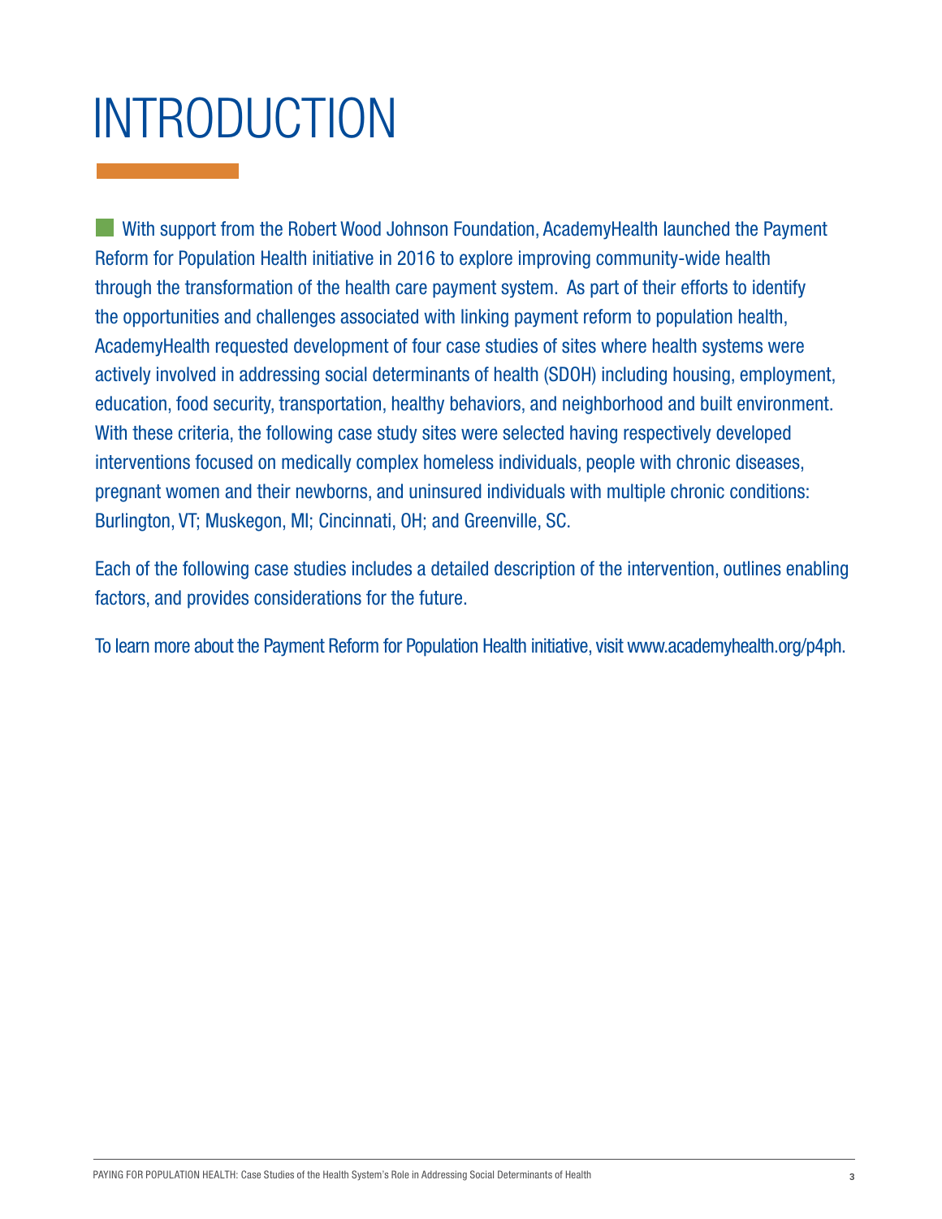# INTRODUCTION

With support from the Robert Wood Johnson Foundation, AcademyHealth launched the Payment Reform for Population Health initiative in 2016 to explore improving community-wide health through the transformation of the health care payment system. As part of their efforts to identify the opportunities and challenges associated with linking payment reform to population health, AcademyHealth requested development of four case studies of sites where health systems were actively involved in addressing social determinants of health (SDOH) including housing, employment, education, food security, transportation, healthy behaviors, and neighborhood and built environment. With these criteria, the following case study sites were selected having respectively developed interventions focused on medically complex homeless individuals, people with chronic diseases, pregnant women and their newborns, and uninsured individuals with multiple chronic conditions: Burlington, VT; Muskegon, MI; Cincinnati, OH; and Greenville, SC.

Each of the following case studies includes a detailed description of the intervention, outlines enabling factors, and provides considerations for the future.

To learn more about the Payment Reform for Population Health initiative, visit www.academyhealth.org/p4ph.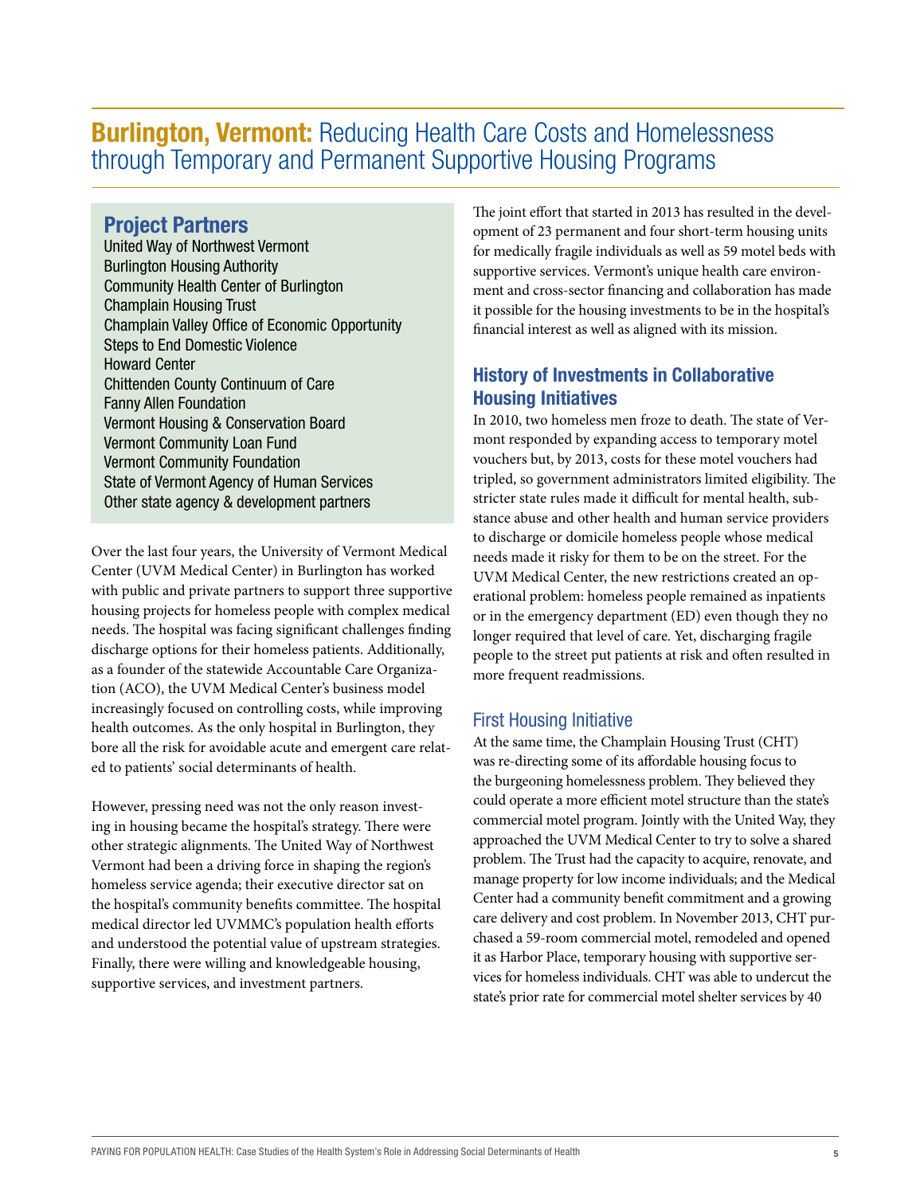# Burlington, Vermont: Reducing Health Care Costs and Homelessness through Temporary and Permanent Supportive Housing Programs

## Project Partners

United Way of Northwest Vermont
Burlington Housing Authority
Community Health Center of Burlington
Champlain Housing Trust
Champlain Valley Office of Economic Opportunity
Steps to End Domestic Violence
Howard Center
Chittenden County Continuum of Care
Fanny Allen Foundation
Vermont Housing & Conservation Board
Vermont Community Loan Fund
Vermont Community Foundation
State of Vermont Agency of Human Services
Other state agency & development partners

Over the last four years, the University of Vermont Medical Center (UVM Medical Center) in Burlington has worked with public and private partners to support three supportive housing projects for homeless people with complex medical needs. The hospital was facing significant challenges finding discharge options for their homeless patients. Additionally, as a founder of the statewide Accountable Care Organization (ACO), the UVM Medical Center's business model increasingly focused on controlling costs, while improving health outcomes. As the only hospital in Burlington, they bore all the risk for avoidable acute and emergent care related to patients' social determinants of health.

However, pressing need was not the only reason investing in housing became the hospital's strategy. There were other strategic alignments. The United Way of Northwest Vermont had been a driving force in shaping the region's homeless service agenda; their executive director sat on the hospital's community benefits committee. The hospital medical director led UVMMC's population health efforts and understood the potential value of upstream strategies. Finally, there were willing and knowledgeable housing, supportive services, and investment partners.

The joint effort that started in 2013 has resulted in the development of 23 permanent and four short-term housing units for medically fragile individuals as well as 59 motel beds with supportive services. Vermont's unique health care environment and cross-sector financing and collaboration has made it possible for the housing investments to be in the hospital's financial interest as well as aligned with its mission.

## History of Investments in Collaborative Housing Initiatives

In 2010, two homeless men froze to death. The state of Vermont responded by expanding access to temporary motel vouchers but, by 2013, costs for these motel vouchers had tripled, so government administrators limited eligibility. The stricter state rules made it difficult for mental health, substance abuse and other health and human service providers to discharge or domicile homeless people whose medical needs made it risky for them to be on the street. For the UVM Medical Center, the new restrictions created an operational problem: homeless people remained as inpatients or in the emergency department (ED) even though they no longer required that level of care. Yet, discharging fragile people to the street put patients at risk and often resulted in more frequent readmissions.

### First Housing Initiative

At the same time, the Champlain Housing Trust (CHT) was re-directing some of its affordable housing focus to the burgeoning homelessness problem. They believed they could operate a more efficient motel structure than the state's commercial motel program. Jointly with the United Way, they approached the UVM Medical Center to try to solve a shared problem. The Trust had the capacity to acquire, renovate, and manage property for low income individuals; and the Medical Center had a community benefit commitment and a growing care delivery and cost problem. In November 2013, CHT purchased a 59-room commercial motel, remodeled and opened it as Harbor Place, temporary housing with supportive services for homeless individuals. CHT was able to undercut the state's prior rate for commercial motel shelter services by 40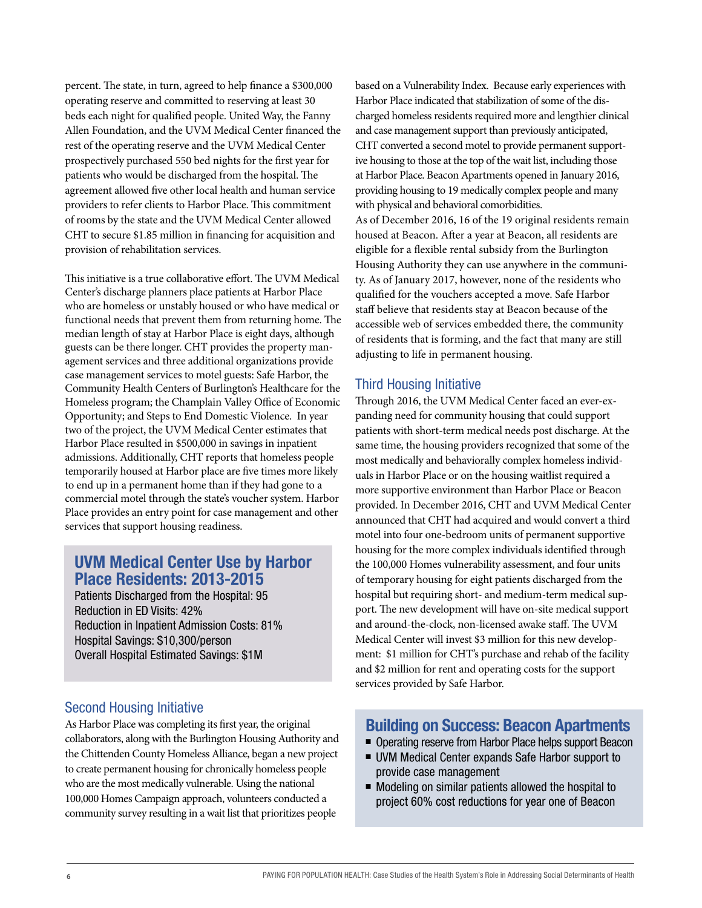percent. The state, in turn, agreed to help finance a $300,000 operating reserve and committed to reserving at least 30 beds each night for qualified people. United Way, the Fanny Allen Foundation, and the UVM Medical Center financed the rest of the operating reserve and the UVM Medical Center prospectively purchased 550 bed nights for the first year for patients who would be discharged from the hospital. The agreement allowed five other local health and human service providers to refer clients to Harbor Place. This commitment of rooms by the state and the UVM Medical Center allowed CHT to secure $1.85 million in financing for acquisition and provision of rehabilitation services.

This initiative is a true collaborative effort. The UVM Medical Center's discharge planners place patients at Harbor Place who are homeless or unstably housed or who have medical or functional needs that prevent them from returning home. The median length of stay at Harbor Place is eight days, although guests can be there longer. CHT provides the property management services and three additional organizations provide case management services to motel guests: Safe Harbor, the Community Health Centers of Burlington's Healthcare for the Homeless program; the Champlain Valley Office of Economic Opportunity; and Steps to End Domestic Violence. In year two of the project, the UVM Medical Center estimates that Harbor Place resulted in $500,000 in savings in inpatient admissions. Additionally, CHT reports that homeless people temporarily housed at Harbor place are five times more likely to end up in a permanent home than if they had gone to a commercial motel through the state's voucher system. Harbor Place provides an entry point for case management and other services that support housing readiness.

## UVM Medical Center Use by Harbor Place Residents: 2013-2015

Patients Discharged from the Hospital: 95
Reduction in ED Visits: 42%
Reduction in Inpatient Admission Costs: 81%
Hospital Savings: $10,300/person
Overall Hospital Estimated Savings: $1M

### Second Housing Initiative

As Harbor Place was completing its first year, the original collaborators, along with the Burlington Housing Authority and the Chittenden County Homeless Alliance, began a new project to create permanent housing for chronically homeless people who are the most medically vulnerable. Using the national 100,000 Homes Campaign approach, volunteers conducted a community survey resulting in a wait list that prioritizes people based on a Vulnerability Index. Because early experiences with Harbor Place indicated that stabilization of some of the discharged homeless residents required more and lengthier clinical and case management support than previously anticipated, CHT converted a second motel to provide permanent supportive housing to those at the top of the wait list, including those at Harbor Place. Beacon Apartments opened in January 2016, providing housing to 19 medically complex people and many with physical and behavioral comorbidities.

As of December 2016, 16 of the 19 original residents remain housed at Beacon. After a year at Beacon, all residents are eligible for a flexible rental subsidy from the Burlington Housing Authority they can use anywhere in the community. As of January 2017, however, none of the residents who qualified for the vouchers accepted a move. Safe Harbor staff believe that residents stay at Beacon because of the accessible web of services embedded there, the community of residents that is forming, and the fact that many are still adjusting to life in permanent housing.

### Third Housing Initiative

Through 2016, the UVM Medical Center faced an ever-expanding need for community housing that could support patients with short-term medical needs post discharge. At the same time, the housing providers recognized that some of the most medically and behaviorally complex homeless individuals in Harbor Place or on the housing waitlist required a more supportive environment than Harbor Place or Beacon provided. In December 2016, CHT and UVM Medical Center announced that CHT had acquired and would convert a third motel into four one-bedroom units of permanent supportive housing for the more complex individuals identified through the 100,000 Homes vulnerability assessment, and four units of temporary housing for eight patients discharged from the hospital but requiring short- and medium-term medical support. The new development will have on-site medical support and around-the-clock, non-licensed awake staff. The UVM Medical Center will invest $3 million for this new development: $1 million for CHT's purchase and rehab of the facility and $2 million for rent and operating costs for the support services provided by Safe Harbor.

## Building on Success: Beacon Apartments

- Operating reserve from Harbor Place helps support Beacon
- UVM Medical Center expands Safe Harbor support to provide case management
- Modeling on similar patients allowed the hospital to project 60% cost reductions for year one of Beacon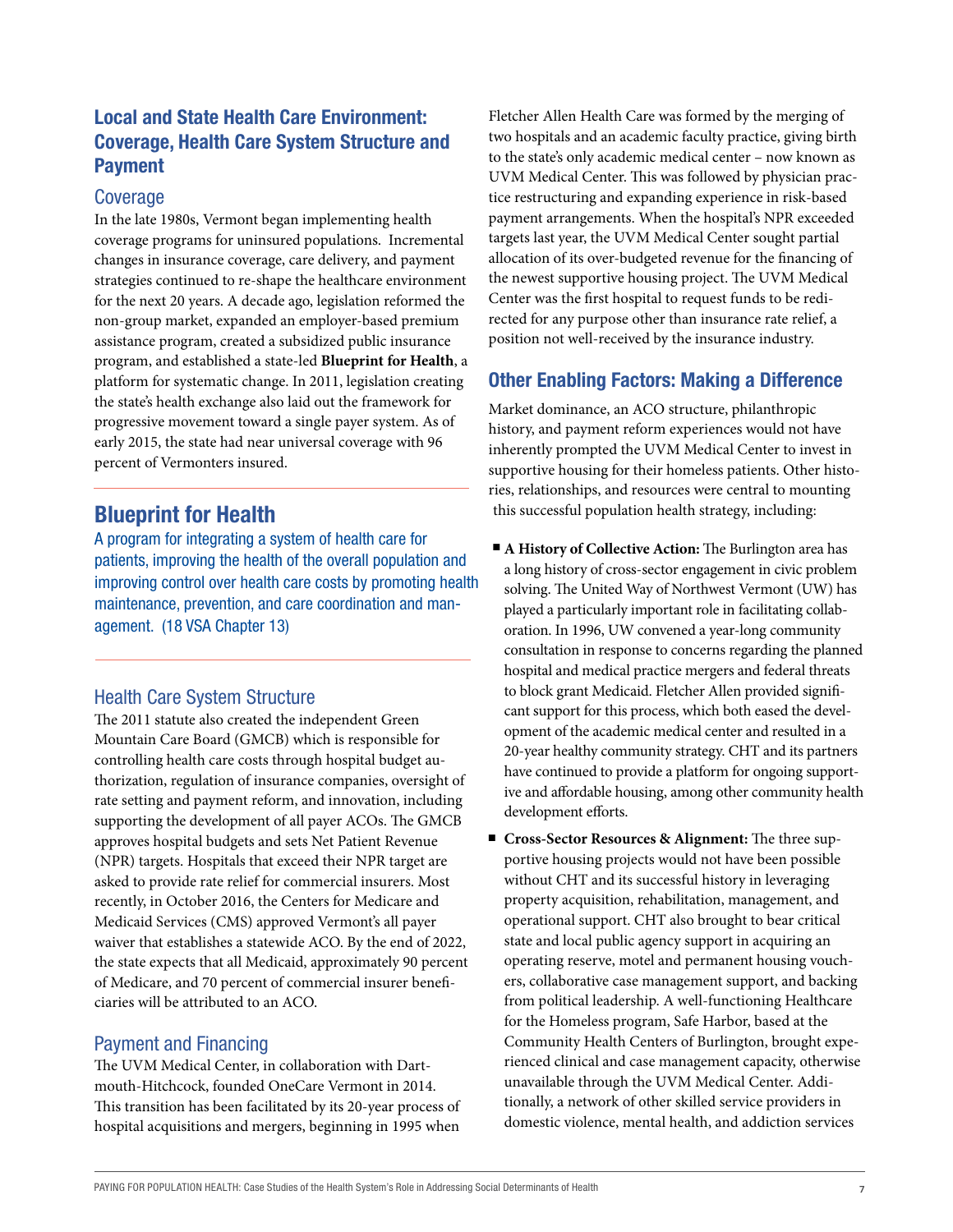## Local and State Health Care Environment: Coverage, Health Care System Structure and Payment

### Coverage

In the late 1980s, Vermont began implementing health coverage programs for uninsured populations. Incremental changes in insurance coverage, care delivery, and payment strategies continued to re-shape the healthcare environment for the next 20 years. A decade ago, legislation reformed the non-group market, expanded an employer-based premium assistance program, created a subsidized public insurance program, and established a state-led **Blueprint for Health**, a platform for systematic change. In 2011, legislation creating the state's health exchange also laid out the framework for progressive movement toward a single payer system. As of early 2015, the state had near universal coverage with 96 percent of Vermonters insured.

## Blueprint for Health

A program for integrating a system of health care for patients, improving the health of the overall population and improving control over health care costs by promoting health maintenance, prevention, and care coordination and management. (18 VSA Chapter 13)

### Health Care System Structure

The 2011 statute also created the independent Green Mountain Care Board (GMCB) which is responsible for controlling health care costs through hospital budget authorization, regulation of insurance companies, oversight of rate setting and payment reform, and innovation, including supporting the development of all payer ACOs. The GMCB approves hospital budgets and sets Net Patient Revenue (NPR) targets. Hospitals that exceed their NPR target are asked to provide rate relief for commercial insurers. Most recently, in October 2016, the Centers for Medicare and Medicaid Services (CMS) approved Vermont's all payer waiver that establishes a statewide ACO. By the end of 2022, the state expects that all Medicaid, approximately 90 percent of Medicare, and 70 percent of commercial insurer beneficiaries will be attributed to an ACO.

### Payment and Financing

The UVM Medical Center, in collaboration with Dartmouth-Hitchcock, founded OneCare Vermont in 2014. This transition has been facilitated by its 20-year process of hospital acquisitions and mergers, beginning in 1995 when Fletcher Allen Health Care was formed by the merging of two hospitals and an academic faculty practice, giving birth to the state's only academic medical center – now known as UVM Medical Center. This was followed by physician practice restructuring and expanding experience in risk-based payment arrangements. When the hospital's NPR exceeded targets last year, the UVM Medical Center sought partial allocation of its over-budgeted revenue for the financing of the newest supportive housing project. The UVM Medical Center was the first hospital to request funds to be redirected for any purpose other than insurance rate relief, a position not well-received by the insurance industry.

## Other Enabling Factors: Making a Difference

Market dominance, an ACO structure, philanthropic history, and payment reform experiences would not have inherently prompted the UVM Medical Center to invest in supportive housing for their homeless patients. Other histories, relationships, and resources were central to mounting this successful population health strategy, including:

- **A History of Collective Action:** The Burlington area has a long history of cross-sector engagement in civic problem solving. The United Way of Northwest Vermont (UW) has played a particularly important role in facilitating collaboration. In 1996, UW convened a year-long community consultation in response to concerns regarding the planned hospital and medical practice mergers and federal threats to block grant Medicaid. Fletcher Allen provided significant support for this process, which both eased the development of the academic medical center and resulted in a 20-year healthy community strategy. CHT and its partners have continued to provide a platform for ongoing supportive and affordable housing, among other community health development efforts.
- **Cross-Sector Resources & Alignment:** The three supportive housing projects would not have been possible without CHT and its successful history in leveraging property acquisition, rehabilitation, management, and operational support. CHT also brought to bear critical state and local public agency support in acquiring an operating reserve, motel and permanent housing vouchers, collaborative case management support, and backing from political leadership. A well-functioning Healthcare for the Homeless program, Safe Harbor, based at the Community Health Centers of Burlington, brought experienced clinical and case management capacity, otherwise unavailable through the UVM Medical Center. Additionally, a network of other skilled service providers in domestic violence, mental health, and addiction services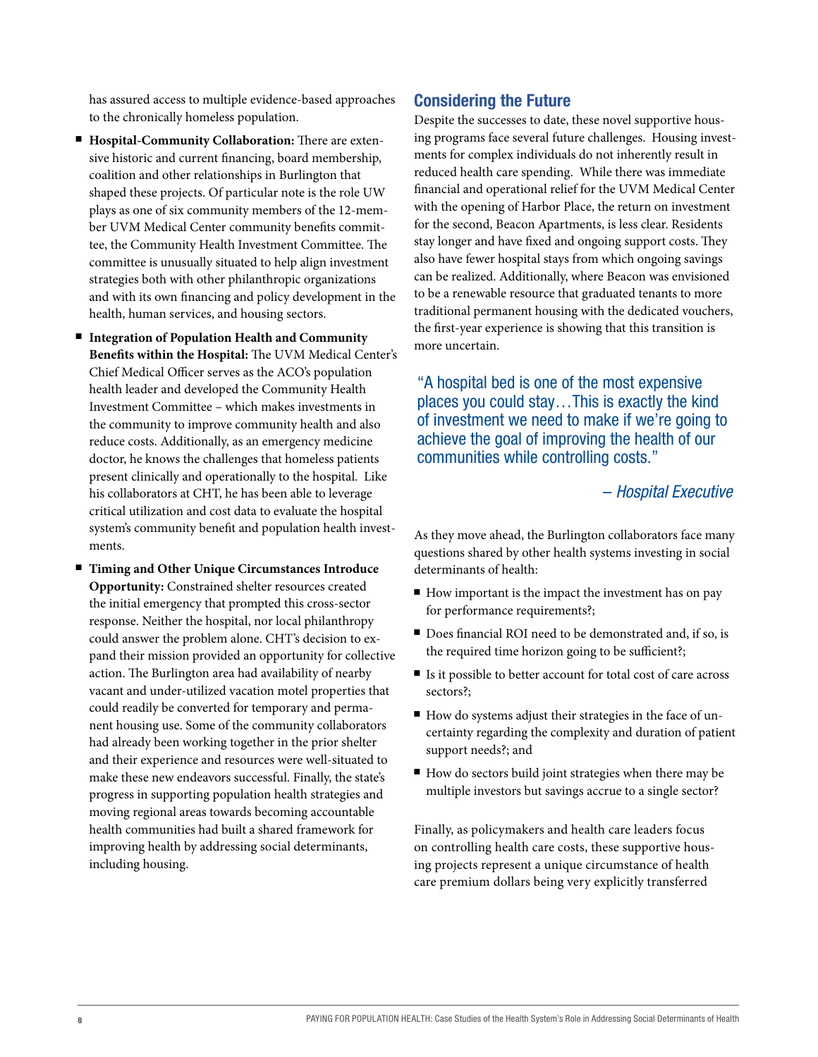has assured access to multiple evidence-based approaches to the chronically homeless population.

- **Hospital-Community Collaboration:** There are extensive historic and current financing, board membership, coalition and other relationships in Burlington that shaped these projects. Of particular note is the role UW plays as one of six community members of the 12-member UVM Medical Center community benefits committee, the Community Health Investment Committee. The committee is unusually situated to help align investment strategies both with other philanthropic organizations and with its own financing and policy development in the health, human services, and housing sectors.
- **Integration of Population Health and Community Benefits within the Hospital:** The UVM Medical Center's Chief Medical Officer serves as the ACO's population health leader and developed the Community Health Investment Committee – which makes investments in the community to improve community health and also reduce costs. Additionally, as an emergency medicine doctor, he knows the challenges that homeless patients present clinically and operationally to the hospital. Like his collaborators at CHT, he has been able to leverage critical utilization and cost data to evaluate the hospital system's community benefit and population health investments.
- **Timing and Other Unique Circumstances Introduce Opportunity:** Constrained shelter resources created the initial emergency that prompted this cross-sector response. Neither the hospital, nor local philanthropy could answer the problem alone. CHT's decision to expand their mission provided an opportunity for collective action. The Burlington area had availability of nearby vacant and under-utilized vacation motel properties that could readily be converted for temporary and permanent housing use. Some of the community collaborators had already been working together in the prior shelter and their experience and resources were well-situated to make these new endeavors successful. Finally, the state's progress in supporting population health strategies and moving regional areas towards becoming accountable health communities had built a shared framework for improving health by addressing social determinants, including housing.

## Considering the Future

Despite the successes to date, these novel supportive housing programs face several future challenges. Housing investments for complex individuals do not inherently result in reduced health care spending. While there was immediate financial and operational relief for the UVM Medical Center with the opening of Harbor Place, the return on investment for the second, Beacon Apartments, is less clear. Residents stay longer and have fixed and ongoing support costs. They also have fewer hospital stays from which ongoing savings can be realized. Additionally, where Beacon was envisioned to be a renewable resource that graduated tenants to more traditional permanent housing with the dedicated vouchers, the first-year experience is showing that this transition is more uncertain.

> "A hospital bed is one of the most expensive places you could stay…This is exactly the kind of investment we need to make if we're going to achieve the goal of improving the health of our communities while controlling costs."
>
> *– Hospital Executive*

As they move ahead, the Burlington collaborators face many questions shared by other health systems investing in social determinants of health:

- How important is the impact the investment has on pay for performance requirements?;
- Does financial ROI need to be demonstrated and, if so, is the required time horizon going to be sufficient?;
- Is it possible to better account for total cost of care across sectors?;
- How do systems adjust their strategies in the face of uncertainty regarding the complexity and duration of patient support needs?; and
- How do sectors build joint strategies when there may be multiple investors but savings accrue to a single sector?

Finally, as policymakers and health care leaders focus on controlling health care costs, these supportive housing projects represent a unique circumstance of health care premium dollars being very explicitly transferred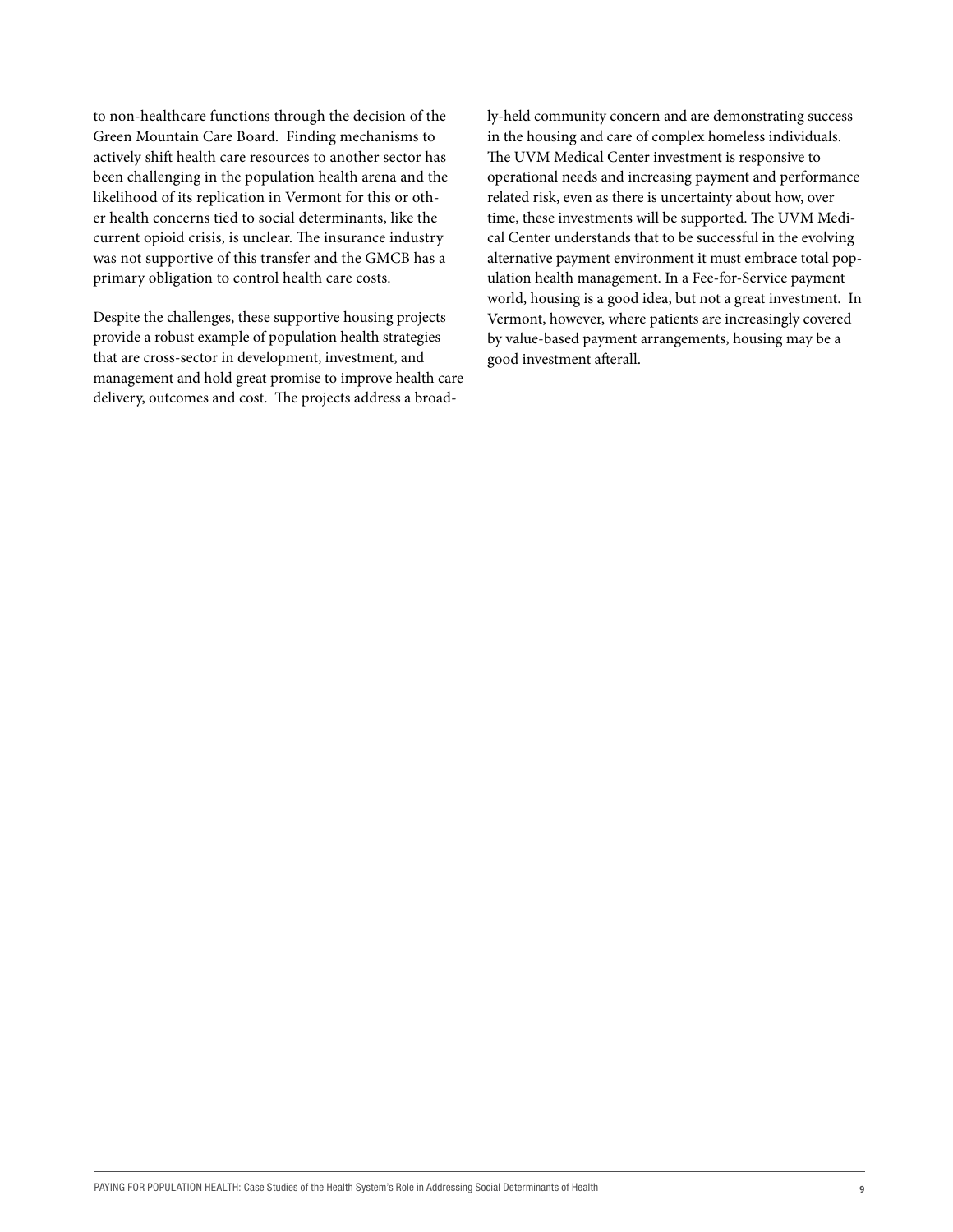to non-healthcare functions through the decision of the Green Mountain Care Board. Finding mechanisms to actively shift health care resources to another sector has been challenging in the population health arena and the likelihood of its replication in Vermont for this or other health concerns tied to social determinants, like the current opioid crisis, is unclear. The insurance industry was not supportive of this transfer and the GMCB has a primary obligation to control health care costs.

Despite the challenges, these supportive housing projects provide a robust example of population health strategies that are cross-sector in development, investment, and management and hold great promise to improve health care delivery, outcomes and cost. The projects address a broadly-held community concern and are demonstrating success in the housing and care of complex homeless individuals. The UVM Medical Center investment is responsive to operational needs and increasing payment and performance related risk, even as there is uncertainty about how, over time, these investments will be supported. The UVM Medical Center understands that to be successful in the evolving alternative payment environment it must embrace total population health management. In a Fee-for-Service payment world, housing is a good idea, but not a great investment. In Vermont, however, where patients are increasingly covered by value-based payment arrangements, housing may be a good investment afterall.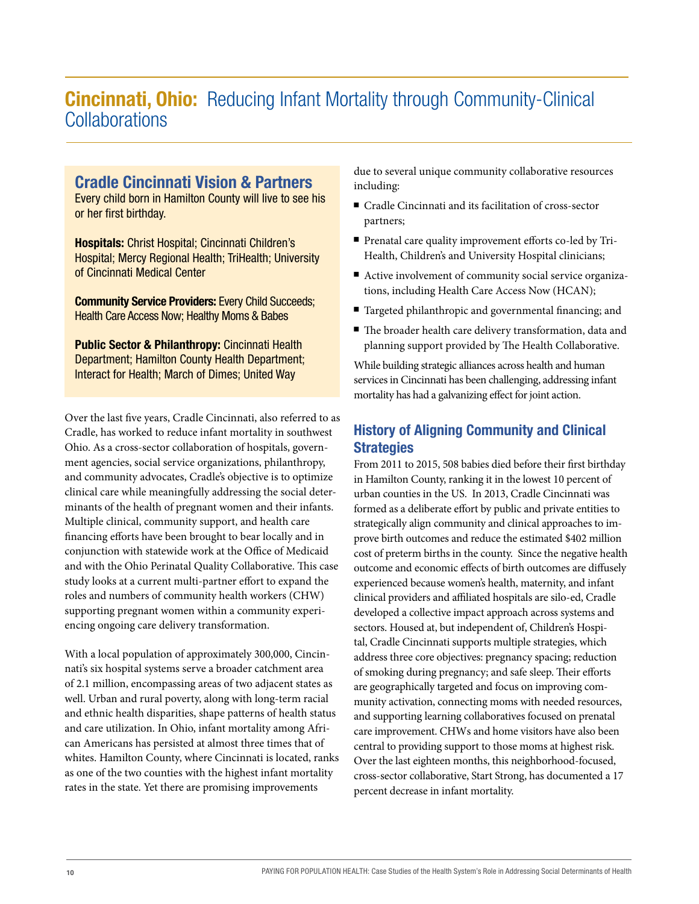# **Cincinnati, Ohio:** Reducing Infant Mortality through Community-Clinical Collaborations

## Cradle Cincinnati Vision & Partners

Every child born in Hamilton County will live to see his or her first birthday.

**Hospitals:** Christ Hospital; Cincinnati Children's Hospital; Mercy Regional Health; TriHealth; University of Cincinnati Medical Center

**Community Service Providers:** Every Child Succeeds; Health Care Access Now; Healthy Moms & Babes

**Public Sector & Philanthropy:** Cincinnati Health Department; Hamilton County Health Department; Interact for Health; March of Dimes; United Way

Over the last five years, Cradle Cincinnati, also referred to as Cradle, has worked to reduce infant mortality in southwest Ohio. As a cross-sector collaboration of hospitals, government agencies, social service organizations, philanthropy, and community advocates, Cradle's objective is to optimize clinical care while meaningfully addressing the social determinants of the health of pregnant women and their infants. Multiple clinical, community support, and health care financing efforts have been brought to bear locally and in conjunction with statewide work at the Office of Medicaid and with the Ohio Perinatal Quality Collaborative. This case study looks at a current multi-partner effort to expand the roles and numbers of community health workers (CHW) supporting pregnant women within a community experiencing ongoing care delivery transformation.

With a local population of approximately 300,000, Cincinnati's six hospital systems serve a broader catchment area of 2.1 million, encompassing areas of two adjacent states as well. Urban and rural poverty, along with long-term racial and ethnic health disparities, shape patterns of health status and care utilization. In Ohio, infant mortality among African Americans has persisted at almost three times that of whites. Hamilton County, where Cincinnati is located, ranks as one of the two counties with the highest infant mortality rates in the state. Yet there are promising improvements due to several unique community collaborative resources including:

- Cradle Cincinnati and its facilitation of cross-sector partners;
- Prenatal care quality improvement efforts co-led by TriHealth, Children's and University Hospital clinicians;
- Active involvement of community social service organizations, including Health Care Access Now (HCAN);
- Targeted philanthropic and governmental financing; and
- The broader health care delivery transformation, data and planning support provided by The Health Collaborative.

While building strategic alliances across health and human services in Cincinnati has been challenging, addressing infant mortality has had a galvanizing effect for joint action.

## History of Aligning Community and Clinical Strategies

From 2011 to 2015, 508 babies died before their first birthday in Hamilton County, ranking it in the lowest 10 percent of urban counties in the US. In 2013, Cradle Cincinnati was formed as a deliberate effort by public and private entities to strategically align community and clinical approaches to improve birth outcomes and reduce the estimated $402 million cost of preterm births in the county. Since the negative health outcome and economic effects of birth outcomes are diffusely experienced because women's health, maternity, and infant clinical providers and affiliated hospitals are silo-ed, Cradle developed a collective impact approach across systems and sectors. Housed at, but independent of, Children's Hospital, Cradle Cincinnati supports multiple strategies, which address three core objectives: pregnancy spacing; reduction of smoking during pregnancy; and safe sleep. Their efforts are geographically targeted and focus on improving community activation, connecting moms with needed resources, and supporting learning collaboratives focused on prenatal care improvement. CHWs and home visitors have also been central to providing support to those moms at highest risk. Over the last eighteen months, this neighborhood-focused, cross-sector collaborative, Start Strong, has documented a 17 percent decrease in infant mortality.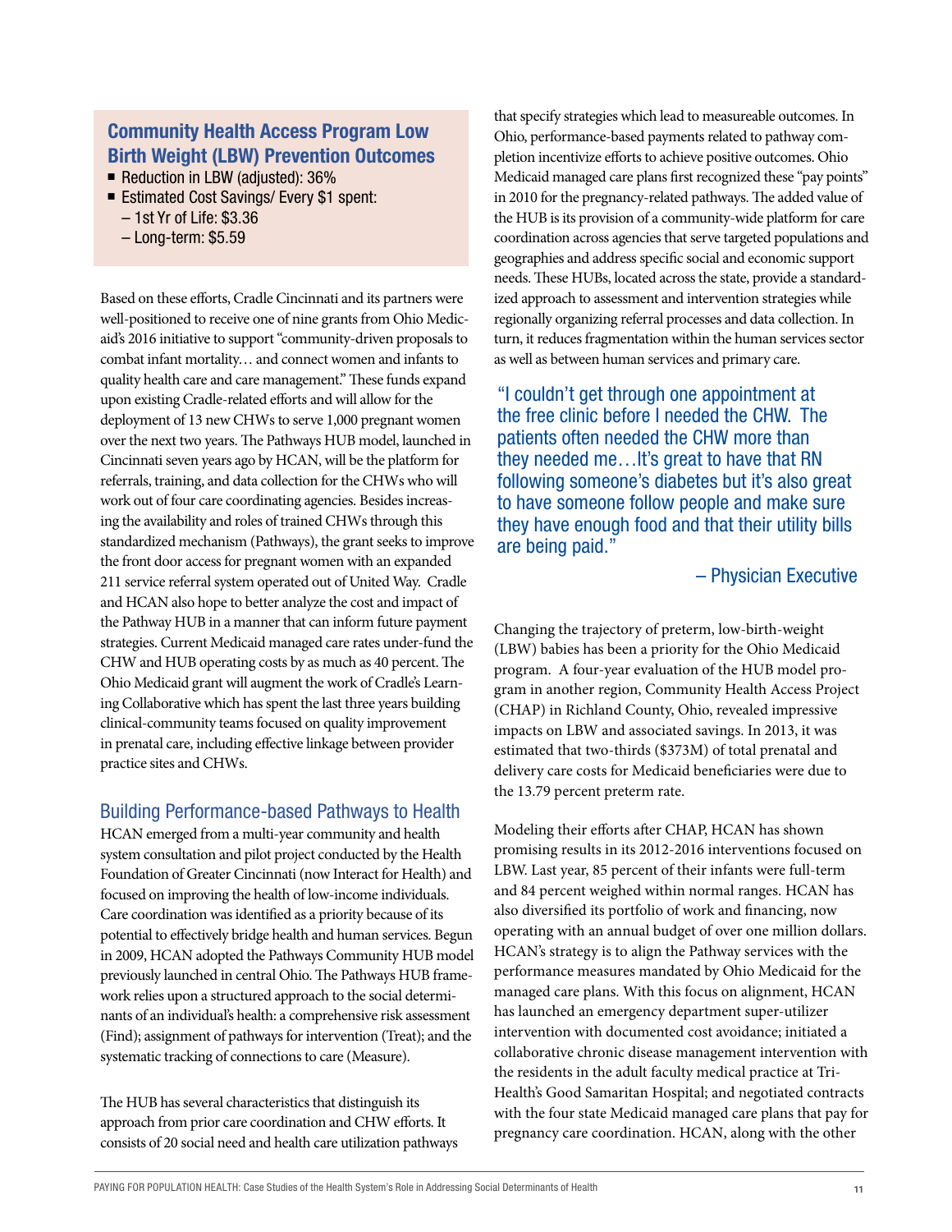### Community Health Access Program Low Birth Weight (LBW) Prevention Outcomes

- Reduction in LBW (adjusted): 36%
- Estimated Cost Savings/ Every $1 spent:
  - 1st Yr of Life: $3.36
  - Long-term: $5.59

Based on these efforts, Cradle Cincinnati and its partners were well-positioned to receive one of nine grants from Ohio Medicaid's 2016 initiative to support "community-driven proposals to combat infant mortality… and connect women and infants to quality health care and care management." These funds expand upon existing Cradle-related efforts and will allow for the deployment of 13 new CHWs to serve 1,000 pregnant women over the next two years. The Pathways HUB model, launched in Cincinnati seven years ago by HCAN, will be the platform for referrals, training, and data collection for the CHWs who will work out of four care coordinating agencies. Besides increasing the availability and roles of trained CHWs through this standardized mechanism (Pathways), the grant seeks to improve the front door access for pregnant women with an expanded 211 service referral system operated out of United Way. Cradle and HCAN also hope to better analyze the cost and impact of the Pathway HUB in a manner that can inform future payment strategies. Current Medicaid managed care rates under-fund the CHW and HUB operating costs by as much as 40 percent. The Ohio Medicaid grant will augment the work of Cradle's Learning Collaborative which has spent the last three years building clinical-community teams focused on quality improvement in prenatal care, including effective linkage between provider practice sites and CHWs.

## Building Performance-based Pathways to Health

HCAN emerged from a multi-year community and health system consultation and pilot project conducted by the Health Foundation of Greater Cincinnati (now Interact for Health) and focused on improving the health of low-income individuals. Care coordination was identified as a priority because of its potential to effectively bridge health and human services. Begun in 2009, HCAN adopted the Pathways Community HUB model previously launched in central Ohio. The Pathways HUB framework relies upon a structured approach to the social determinants of an individual's health: a comprehensive risk assessment (Find); assignment of pathways for intervention (Treat); and the systematic tracking of connections to care (Measure).

The HUB has several characteristics that distinguish its approach from prior care coordination and CHW efforts. It consists of 20 social need and health care utilization pathways that specify strategies which lead to measureable outcomes. In Ohio, performance-based payments related to pathway completion incentivize efforts to achieve positive outcomes. Ohio Medicaid managed care plans first recognized these "pay points" in 2010 for the pregnancy-related pathways. The added value of the HUB is its provision of a community-wide platform for care coordination across agencies that serve targeted populations and geographies and address specific social and economic support needs. These HUBs, located across the state, provide a standardized approach to assessment and intervention strategies while regionally organizing referral processes and data collection. In turn, it reduces fragmentation within the human services sector as well as between human services and primary care.

> "I couldn't get through one appointment at the free clinic before I needed the CHW. The patients often needed the CHW more than they needed me…It's great to have that RN following someone's diabetes but it's also great to have someone follow people and make sure they have enough food and that their utility bills are being paid."
>
> – Physician Executive

Changing the trajectory of preterm, low-birth-weight (LBW) babies has been a priority for the Ohio Medicaid program. A four-year evaluation of the HUB model program in another region, Community Health Access Project (CHAP) in Richland County, Ohio, revealed impressive impacts on LBW and associated savings. In 2013, it was estimated that two-thirds ($373M) of total prenatal and delivery care costs for Medicaid beneficiaries were due to the 13.79 percent preterm rate.

Modeling their efforts after CHAP, HCAN has shown promising results in its 2012-2016 interventions focused on LBW. Last year, 85 percent of their infants were full-term and 84 percent weighed within normal ranges. HCAN has also diversified its portfolio of work and financing, now operating with an annual budget of over one million dollars. HCAN's strategy is to align the Pathway services with the performance measures mandated by Ohio Medicaid for the managed care plans. With this focus on alignment, HCAN has launched an emergency department super-utilizer intervention with documented cost avoidance; initiated a collaborative chronic disease management intervention with the residents in the adult faculty medical practice at Tri-Health's Good Samaritan Hospital; and negotiated contracts with the four state Medicaid managed care plans that pay for pregnancy care coordination. HCAN, along with the other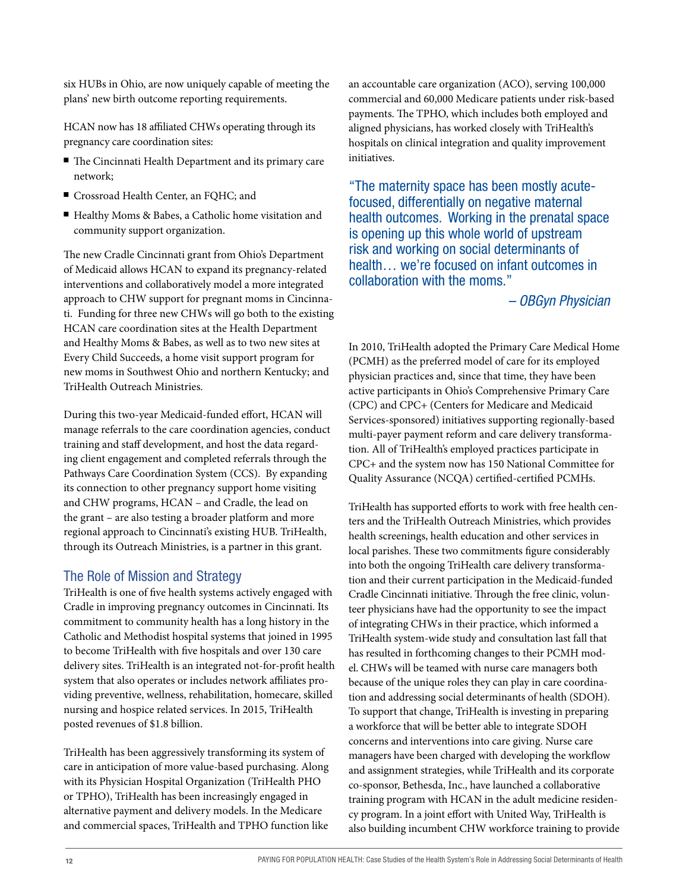six HUBs in Ohio, are now uniquely capable of meeting the plans' new birth outcome reporting requirements.

HCAN now has 18 affiliated CHWs operating through its pregnancy care coordination sites:

- The Cincinnati Health Department and its primary care network;
- Crossroad Health Center, an FQHC; and
- Healthy Moms & Babes, a Catholic home visitation and community support organization.

The new Cradle Cincinnati grant from Ohio's Department of Medicaid allows HCAN to expand its pregnancy-related interventions and collaboratively model a more integrated approach to CHW support for pregnant moms in Cincinnati. Funding for three new CHWs will go both to the existing HCAN care coordination sites at the Health Department and Healthy Moms & Babes, as well as to two new sites at Every Child Succeeds, a home visit support program for new moms in Southwest Ohio and northern Kentucky; and TriHealth Outreach Ministries.

During this two-year Medicaid-funded effort, HCAN will manage referrals to the care coordination agencies, conduct training and staff development, and host the data regarding client engagement and completed referrals through the Pathways Care Coordination System (CCS). By expanding its connection to other pregnancy support home visiting and CHW programs, HCAN – and Cradle, the lead on the grant – are also testing a broader platform and more regional approach to Cincinnati's existing HUB. TriHealth, through its Outreach Ministries, is a partner in this grant.

## The Role of Mission and Strategy

TriHealth is one of five health systems actively engaged with Cradle in improving pregnancy outcomes in Cincinnati. Its commitment to community health has a long history in the Catholic and Methodist hospital systems that joined in 1995 to become TriHealth with five hospitals and over 130 care delivery sites. TriHealth is an integrated not-for-profit health system that also operates or includes network affiliates providing preventive, wellness, rehabilitation, homecare, skilled nursing and hospice related services. In 2015, TriHealth posted revenues of $1.8 billion.

TriHealth has been aggressively transforming its system of care in anticipation of more value-based purchasing. Along with its Physician Hospital Organization (TriHealth PHO or TPHO), TriHealth has been increasingly engaged in alternative payment and delivery models. In the Medicare and commercial spaces, TriHealth and TPHO function like an accountable care organization (ACO), serving 100,000 commercial and 60,000 Medicare patients under risk-based payments. The TPHO, which includes both employed and aligned physicians, has worked closely with TriHealth's hospitals on clinical integration and quality improvement initiatives.

> "The maternity space has been mostly acute-focused, differentially on negative maternal health outcomes. Working in the prenatal space is opening up this whole world of upstream risk and working on social determinants of health… we're focused on infant outcomes in collaboration with the moms."
>
> *– OBGyn Physician*

In 2010, TriHealth adopted the Primary Care Medical Home (PCMH) as the preferred model of care for its employed physician practices and, since that time, they have been active participants in Ohio's Comprehensive Primary Care (CPC) and CPC+ (Centers for Medicare and Medicaid Services-sponsored) initiatives supporting regionally-based multi-payer payment reform and care delivery transformation. All of TriHealth's employed practices participate in CPC+ and the system now has 150 National Committee for Quality Assurance (NCQA) certified-certified PCMHs.

TriHealth has supported efforts to work with free health centers and the TriHealth Outreach Ministries, which provides health screenings, health education and other services in local parishes. These two commitments figure considerably into both the ongoing TriHealth care delivery transformation and their current participation in the Medicaid-funded Cradle Cincinnati initiative. Through the free clinic, volunteer physicians have had the opportunity to see the impact of integrating CHWs in their practice, which informed a TriHealth system-wide study and consultation last fall that has resulted in forthcoming changes to their PCMH model. CHWs will be teamed with nurse care managers both because of the unique roles they can play in care coordination and addressing social determinants of health (SDOH). To support that change, TriHealth is investing in preparing a workforce that will be better able to integrate SDOH concerns and interventions into care giving. Nurse care managers have been charged with developing the workflow and assignment strategies, while TriHealth and its corporate co-sponsor, Bethesda, Inc., have launched a collaborative training program with HCAN in the adult medicine residency program. In a joint effort with United Way, TriHealth is also building incumbent CHW workforce training to provide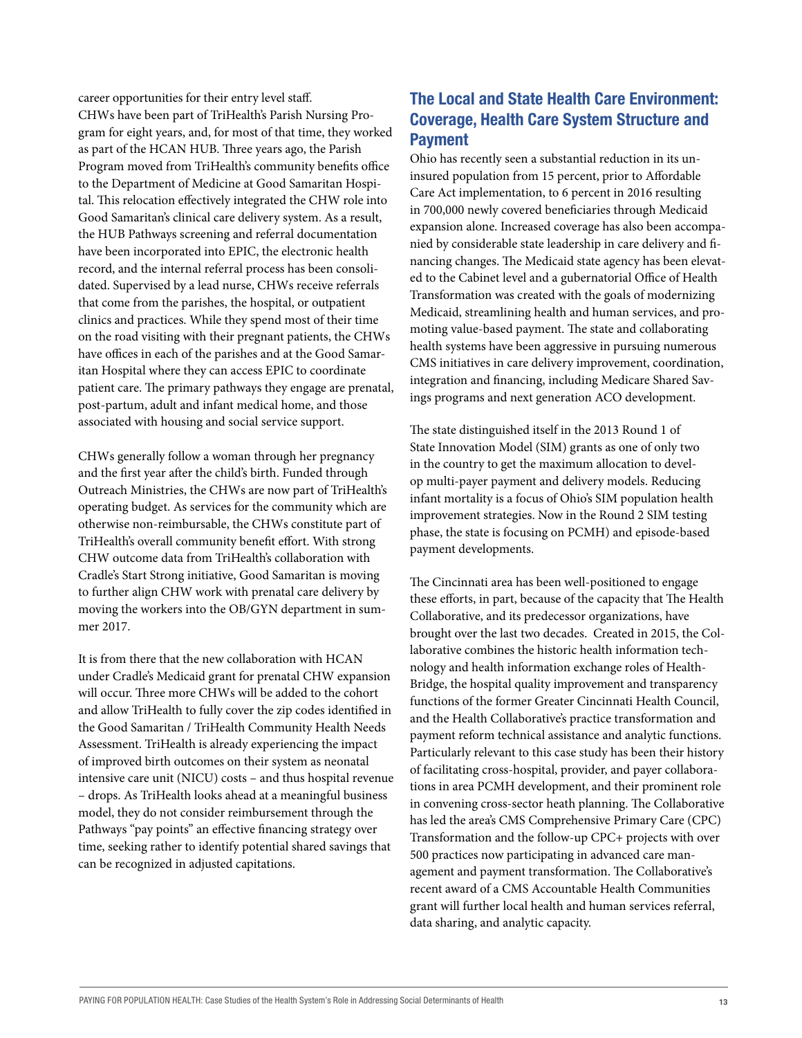career opportunities for their entry level staff. CHWs have been part of TriHealth's Parish Nursing Program for eight years, and, for most of that time, they worked as part of the HCAN HUB. Three years ago, the Parish Program moved from TriHealth's community benefits office to the Department of Medicine at Good Samaritan Hospital. This relocation effectively integrated the CHW role into Good Samaritan's clinical care delivery system. As a result, the HUB Pathways screening and referral documentation have been incorporated into EPIC, the electronic health record, and the internal referral process has been consolidated. Supervised by a lead nurse, CHWs receive referrals that come from the parishes, the hospital, or outpatient clinics and practices. While they spend most of their time on the road visiting with their pregnant patients, the CHWs have offices in each of the parishes and at the Good Samaritan Hospital where they can access EPIC to coordinate patient care. The primary pathways they engage are prenatal, post-partum, adult and infant medical home, and those associated with housing and social service support.

CHWs generally follow a woman through her pregnancy and the first year after the child's birth. Funded through Outreach Ministries, the CHWs are now part of TriHealth's operating budget. As services for the community which are otherwise non-reimbursable, the CHWs constitute part of TriHealth's overall community benefit effort. With strong CHW outcome data from TriHealth's collaboration with Cradle's Start Strong initiative, Good Samaritan is moving to further align CHW work with prenatal care delivery by moving the workers into the OB/GYN department in summer 2017.

It is from there that the new collaboration with HCAN under Cradle's Medicaid grant for prenatal CHW expansion will occur. Three more CHWs will be added to the cohort and allow TriHealth to fully cover the zip codes identified in the Good Samaritan / TriHealth Community Health Needs Assessment. TriHealth is already experiencing the impact of improved birth outcomes on their system as neonatal intensive care unit (NICU) costs – and thus hospital revenue – drops. As TriHealth looks ahead at a meaningful business model, they do not consider reimbursement through the Pathways "pay points" an effective financing strategy over time, seeking rather to identify potential shared savings that can be recognized in adjusted capitations.

## The Local and State Health Care Environment: Coverage, Health Care System Structure and Payment

Ohio has recently seen a substantial reduction in its uninsured population from 15 percent, prior to Affordable Care Act implementation, to 6 percent in 2016 resulting in 700,000 newly covered beneficiaries through Medicaid expansion alone. Increased coverage has also been accompanied by considerable state leadership in care delivery and financing changes. The Medicaid state agency has been elevated to the Cabinet level and a gubernatorial Office of Health Transformation was created with the goals of modernizing Medicaid, streamlining health and human services, and promoting value-based payment. The state and collaborating health systems have been aggressive in pursuing numerous CMS initiatives in care delivery improvement, coordination, integration and financing, including Medicare Shared Savings programs and next generation ACO development.

The state distinguished itself in the 2013 Round 1 of State Innovation Model (SIM) grants as one of only two in the country to get the maximum allocation to develop multi-payer payment and delivery models. Reducing infant mortality is a focus of Ohio's SIM population health improvement strategies. Now in the Round 2 SIM testing phase, the state is focusing on PCMH) and episode-based payment developments.

The Cincinnati area has been well-positioned to engage these efforts, in part, because of the capacity that The Health Collaborative, and its predecessor organizations, have brought over the last two decades. Created in 2015, the Collaborative combines the historic health information technology and health information exchange roles of HealthBridge, the hospital quality improvement and transparency functions of the former Greater Cincinnati Health Council, and the Health Collaborative's practice transformation and payment reform technical assistance and analytic functions. Particularly relevant to this case study has been their history of facilitating cross-hospital, provider, and payer collaborations in area PCMH development, and their prominent role in convening cross-sector heath planning. The Collaborative has led the area's CMS Comprehensive Primary Care (CPC) Transformation and the follow-up CPC+ projects with over 500 practices now participating in advanced care management and payment transformation. The Collaborative's recent award of a CMS Accountable Health Communities grant will further local health and human services referral, data sharing, and analytic capacity.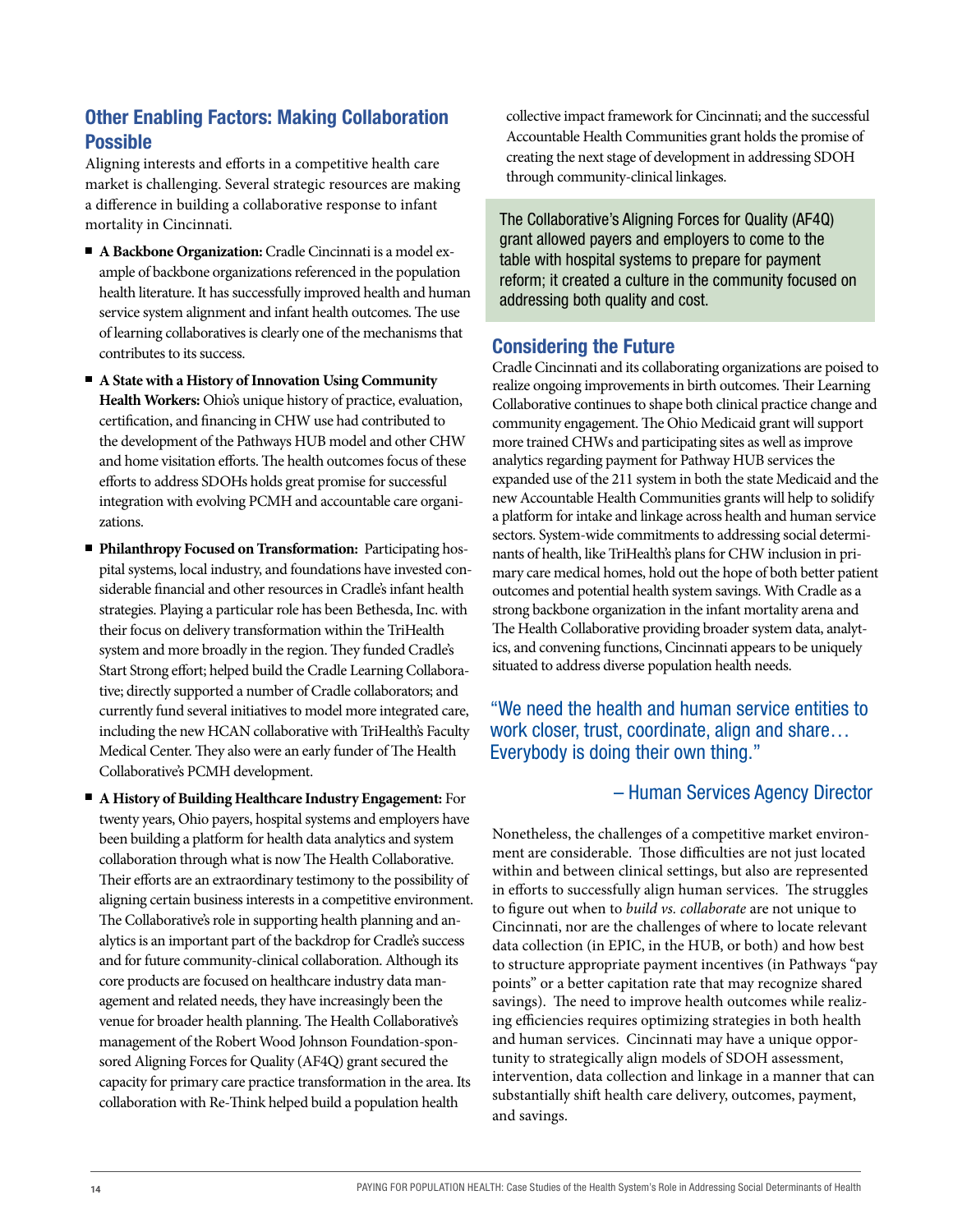## Other Enabling Factors: Making Collaboration Possible

Aligning interests and efforts in a competitive health care market is challenging. Several strategic resources are making a difference in building a collaborative response to infant mortality in Cincinnati.

- **A Backbone Organization:** Cradle Cincinnati is a model example of backbone organizations referenced in the population health literature. It has successfully improved health and human service system alignment and infant health outcomes. The use of learning collaboratives is clearly one of the mechanisms that contributes to its success.
- **A State with a History of Innovation Using Community Health Workers:** Ohio's unique history of practice, evaluation, certification, and financing in CHW use had contributed to the development of the Pathways HUB model and other CHW and home visitation efforts. The health outcomes focus of these efforts to address SDOHs holds great promise for successful integration with evolving PCMH and accountable care organizations.
- **Philanthropy Focused on Transformation:** Participating hospital systems, local industry, and foundations have invested considerable financial and other resources in Cradle's infant health strategies. Playing a particular role has been Bethesda, Inc. with their focus on delivery transformation within the TriHealth system and more broadly in the region. They funded Cradle's Start Strong effort; helped build the Cradle Learning Collaborative; directly supported a number of Cradle collaborators; and currently fund several initiatives to model more integrated care, including the new HCAN collaborative with TriHealth's Faculty Medical Center. They also were an early funder of The Health Collaborative's PCMH development.
- **A History of Building Healthcare Industry Engagement:** For twenty years, Ohio payers, hospital systems and employers have been building a platform for health data analytics and system collaboration through what is now The Health Collaborative. Their efforts are an extraordinary testimony to the possibility of aligning certain business interests in a competitive environment. The Collaborative's role in supporting health planning and analytics is an important part of the backdrop for Cradle's success and for future community-clinical collaboration. Although its core products are focused on healthcare industry data management and related needs, they have increasingly been the venue for broader health planning. The Health Collaborative's management of the Robert Wood Johnson Foundation-sponsored Aligning Forces for Quality (AF4Q) grant secured the capacity for primary care practice transformation in the area. Its collaboration with Re-Think helped build a population health collective impact framework for Cincinnati; and the successful Accountable Health Communities grant holds the promise of creating the next stage of development in addressing SDOH through community-clinical linkages.

> The Collaborative's Aligning Forces for Quality (AF4Q) grant allowed payers and employers to come to the table with hospital systems to prepare for payment reform; it created a culture in the community focused on addressing both quality and cost.

## Considering the Future

Cradle Cincinnati and its collaborating organizations are poised to realize ongoing improvements in birth outcomes. Their Learning Collaborative continues to shape both clinical practice change and community engagement. The Ohio Medicaid grant will support more trained CHWs and participating sites as well as improve analytics regarding payment for Pathway HUB services the expanded use of the 211 system in both the state Medicaid and the new Accountable Health Communities grants will help to solidify a platform for intake and linkage across health and human service sectors. System-wide commitments to addressing social determinants of health, like TriHealth's plans for CHW inclusion in primary care medical homes, hold out the hope of both better patient outcomes and potential health system savings. With Cradle as a strong backbone organization in the infant mortality arena and The Health Collaborative providing broader system data, analytics, and convening functions, Cincinnati appears to be uniquely situated to address diverse population health needs.

> "We need the health and human service entities to work closer, trust, coordinate, align and share… Everybody is doing their own thing."
>
> – Human Services Agency Director

Nonetheless, the challenges of a competitive market environment are considerable. Those difficulties are not just located within and between clinical settings, but also are represented in efforts to successfully align human services. The struggles to figure out when to *build vs. collaborate* are not unique to Cincinnati, nor are the challenges of where to locate relevant data collection (in EPIC, in the HUB, or both) and how best to structure appropriate payment incentives (in Pathways "pay points" or a better capitation rate that may recognize shared savings). The need to improve health outcomes while realizing efficiencies requires optimizing strategies in both health and human services. Cincinnati may have a unique opportunity to strategically align models of SDOH assessment, intervention, data collection and linkage in a manner that can substantially shift health care delivery, outcomes, payment, and savings.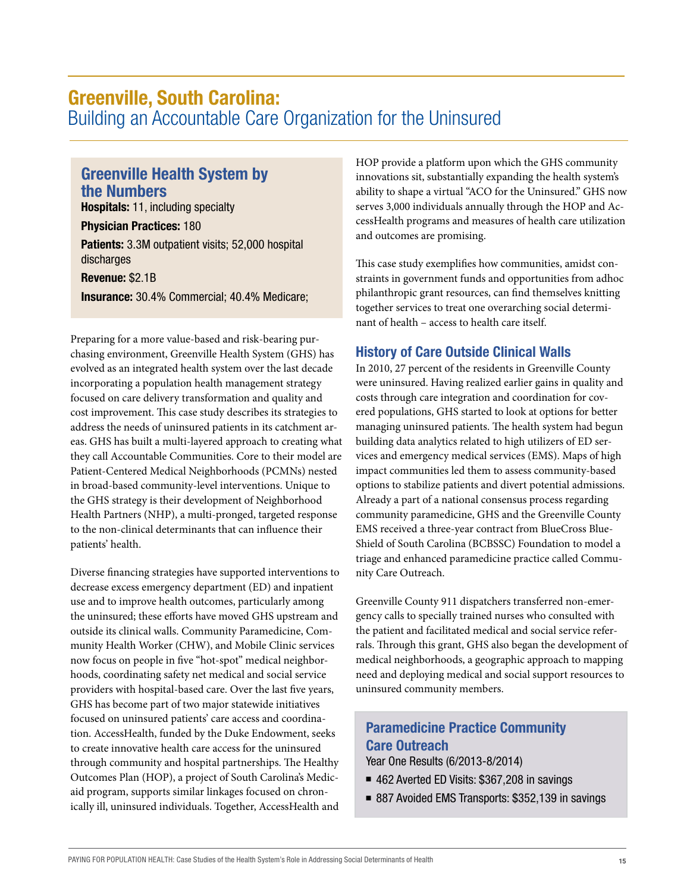# Greenville, South Carolina:

## Building an Accountable Care Organization for the Uninsured

### Greenville Health System by the Numbers

**Hospitals:** 11, including specialty

**Physician Practices:** 180

**Patients:** 3.3M outpatient visits; 52,000 hospital discharges

**Revenue:** $2.1B

**Insurance:** 30.4% Commercial; 40.4% Medicare;

Preparing for a more value-based and risk-bearing purchasing environment, Greenville Health System (GHS) has evolved as an integrated health system over the last decade incorporating a population health management strategy focused on care delivery transformation and quality and cost improvement. This case study describes its strategies to address the needs of uninsured patients in its catchment areas. GHS has built a multi-layered approach to creating what they call Accountable Communities. Core to their model are Patient-Centered Medical Neighborhoods (PCMNs) nested in broad-based community-level interventions. Unique to the GHS strategy is their development of Neighborhood Health Partners (NHP), a multi-pronged, targeted response to the non-clinical determinants that can influence their patients' health.

Diverse financing strategies have supported interventions to decrease excess emergency department (ED) and inpatient use and to improve health outcomes, particularly among the uninsured; these efforts have moved GHS upstream and outside its clinical walls. Community Paramedicine, Community Health Worker (CHW), and Mobile Clinic services now focus on people in five "hot-spot" medical neighborhoods, coordinating safety net medical and social service providers with hospital-based care. Over the last five years, GHS has become part of two major statewide initiatives focused on uninsured patients' care access and coordination. AccessHealth, funded by the Duke Endowment, seeks to create innovative health care access for the uninsured through community and hospital partnerships. The Healthy Outcomes Plan (HOP), a project of South Carolina's Medicaid program, supports similar linkages focused on chronically ill, uninsured individuals. Together, AccessHealth and HOP provide a platform upon which the GHS community innovations sit, substantially expanding the health system's ability to shape a virtual "ACO for the Uninsured." GHS now serves 3,000 individuals annually through the HOP and AccessHealth programs and measures of health care utilization and outcomes are promising.

This case study exemplifies how communities, amidst constraints in government funds and opportunities from adhoc philanthropic grant resources, can find themselves knitting together services to treat one overarching social determinant of health – access to health care itself.

### History of Care Outside Clinical Walls

In 2010, 27 percent of the residents in Greenville County were uninsured. Having realized earlier gains in quality and costs through care integration and coordination for covered populations, GHS started to look at options for better managing uninsured patients. The health system had begun building data analytics related to high utilizers of ED services and emergency medical services (EMS). Maps of high impact communities led them to assess community-based options to stabilize patients and divert potential admissions. Already a part of a national consensus process regarding community paramedicine, GHS and the Greenville County EMS received a three-year contract from BlueCross BlueShield of South Carolina (BCBSSC) Foundation to model a triage and enhanced paramedicine practice called Community Care Outreach.

Greenville County 911 dispatchers transferred non-emergency calls to specially trained nurses who consulted with the patient and facilitated medical and social service referrals. Through this grant, GHS also began the development of medical neighborhoods, a geographic approach to mapping need and deploying medical and social support resources to uninsured community members.

### Paramedicine Practice Community Care Outreach

Year One Results (6/2013-8/2014)

- 462 Averted ED Visits: $367,208 in savings
- 887 Avoided EMS Transports: $352,139 in savings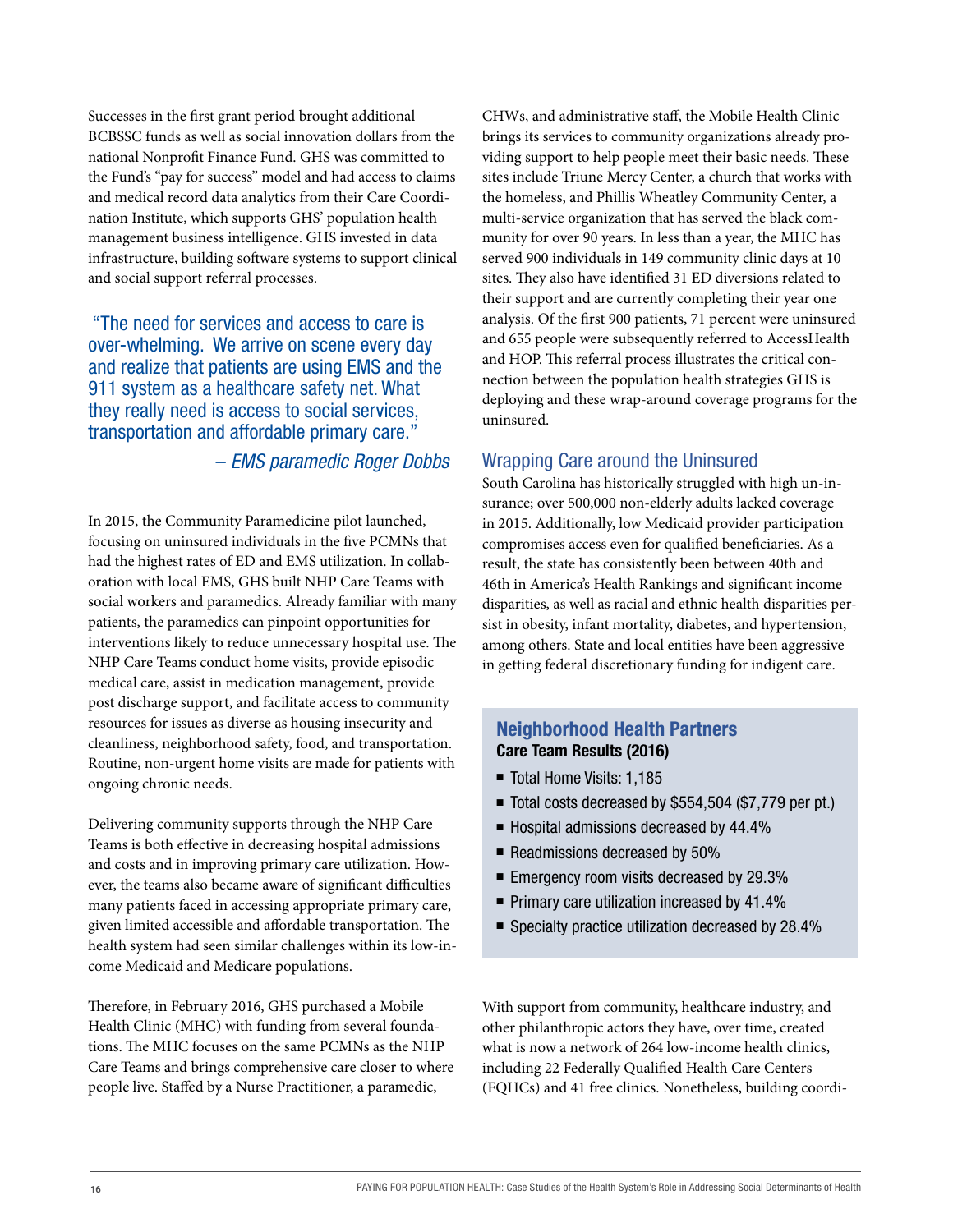Successes in the first grant period brought additional BCBSSC funds as well as social innovation dollars from the national Nonprofit Finance Fund. GHS was committed to the Fund's "pay for success" model and had access to claims and medical record data analytics from their Care Coordination Institute, which supports GHS' population health management business intelligence. GHS invested in data infrastructure, building software systems to support clinical and social support referral processes.

> "The need for services and access to care is over-whelming. We arrive on scene every day and realize that patients are using EMS and the 911 system as a healthcare safety net. What they really need is access to social services, transportation and affordable primary care."
>
> – *EMS paramedic Roger Dobbs*

In 2015, the Community Paramedicine pilot launched, focusing on uninsured individuals in the five PCMNs that had the highest rates of ED and EMS utilization. In collaboration with local EMS, GHS built NHP Care Teams with social workers and paramedics. Already familiar with many patients, the paramedics can pinpoint opportunities for interventions likely to reduce unnecessary hospital use. The NHP Care Teams conduct home visits, provide episodic medical care, assist in medication management, provide post discharge support, and facilitate access to community resources for issues as diverse as housing insecurity and cleanliness, neighborhood safety, food, and transportation. Routine, non-urgent home visits are made for patients with ongoing chronic needs.

Delivering community supports through the NHP Care Teams is both effective in decreasing hospital admissions and costs and in improving primary care utilization. However, the teams also became aware of significant difficulties many patients faced in accessing appropriate primary care, given limited accessible and affordable transportation. The health system had seen similar challenges within its low-income Medicaid and Medicare populations.

Therefore, in February 2016, GHS purchased a Mobile Health Clinic (MHC) with funding from several foundations. The MHC focuses on the same PCMNs as the NHP Care Teams and brings comprehensive care closer to where people live. Staffed by a Nurse Practitioner, a paramedic, CHWs, and administrative staff, the Mobile Health Clinic brings its services to community organizations already providing support to help people meet their basic needs. These sites include Triune Mercy Center, a church that works with the homeless, and Phillis Wheatley Community Center, a multi-service organization that has served the black community for over 90 years. In less than a year, the MHC has served 900 individuals in 149 community clinic days at 10 sites. They also have identified 31 ED diversions related to their support and are currently completing their year one analysis. Of the first 900 patients, 71 percent were uninsured and 655 people were subsequently referred to AccessHealth and HOP. This referral process illustrates the critical connection between the population health strategies GHS is deploying and these wrap-around coverage programs for the uninsured.

## Wrapping Care around the Uninsured

South Carolina has historically struggled with high un-insurance; over 500,000 non-elderly adults lacked coverage in 2015. Additionally, low Medicaid provider participation compromises access even for qualified beneficiaries. As a result, the state has consistently been between 40th and 46th in America's Health Rankings and significant income disparities, as well as racial and ethnic health disparities persist in obesity, infant mortality, diabetes, and hypertension, among others. State and local entities have been aggressive in getting federal discretionary funding for indigent care.

### Neighborhood Health Partners

**Care Team Results (2016)**

- Total Home Visits: 1,185
- Total costs decreased by $554,504 ($7,779 per pt.)
- Hospital admissions decreased by 44.4%
- Readmissions decreased by 50%
- Emergency room visits decreased by 29.3%
- Primary care utilization increased by 41.4%
- Specialty practice utilization decreased by 28.4%

With support from community, healthcare industry, and other philanthropic actors they have, over time, created what is now a network of 264 low-income health clinics, including 22 Federally Qualified Health Care Centers (FQHCs) and 41 free clinics. Nonetheless, building coordi-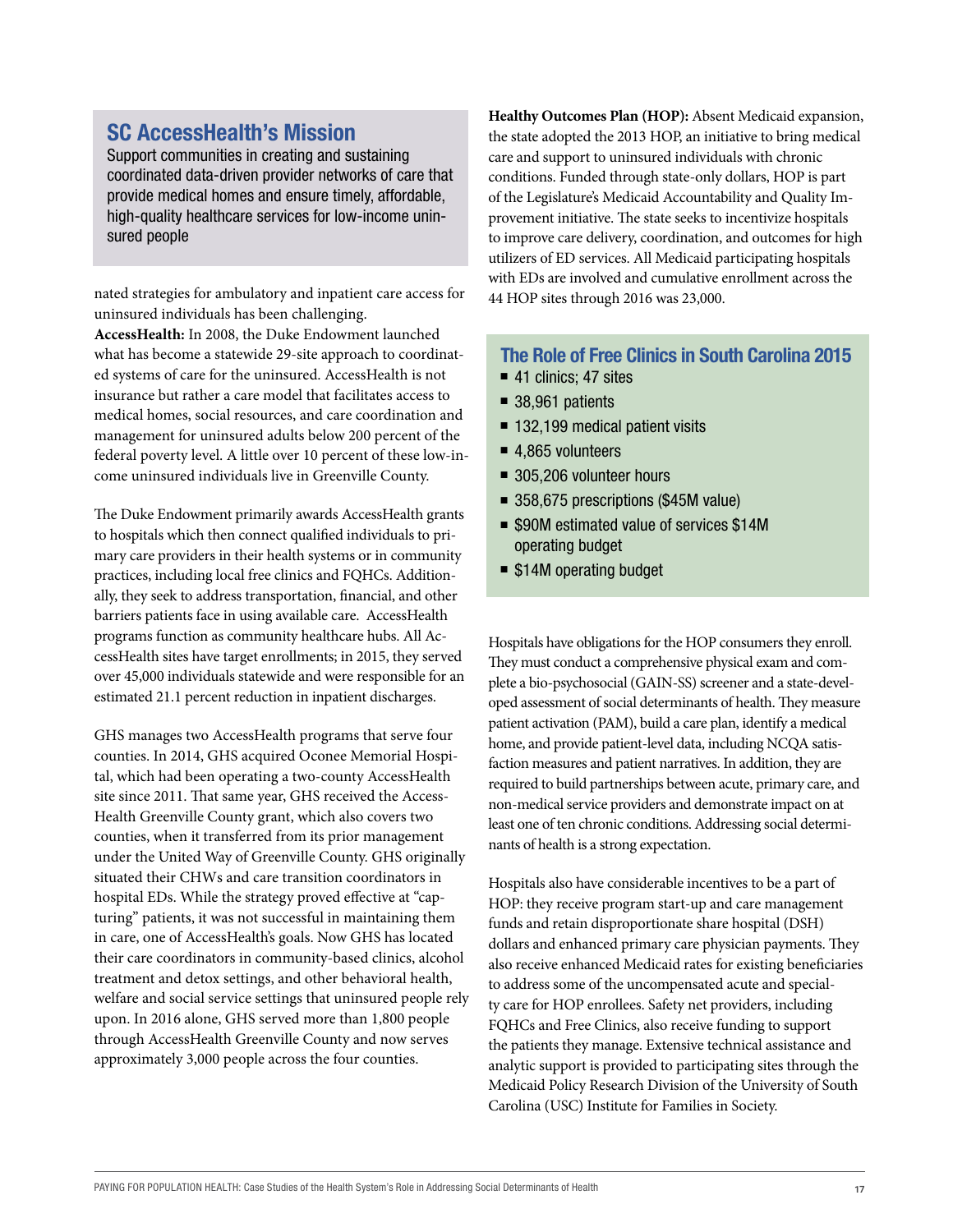## SC AccessHealth's Mission

Support communities in creating and sustaining coordinated data-driven provider networks of care that provide medical homes and ensure timely, affordable, high-quality healthcare services for low-income uninsured people

nated strategies for ambulatory and inpatient care access for uninsured individuals has been challenging.

**AccessHealth:** In 2008, the Duke Endowment launched what has become a statewide 29-site approach to coordinated systems of care for the uninsured. AccessHealth is not insurance but rather a care model that facilitates access to medical homes, social resources, and care coordination and management for uninsured adults below 200 percent of the federal poverty level. A little over 10 percent of these low-income uninsured individuals live in Greenville County.

The Duke Endowment primarily awards AccessHealth grants to hospitals which then connect qualified individuals to primary care providers in their health systems or in community practices, including local free clinics and FQHCs. Additionally, they seek to address transportation, financial, and other barriers patients face in using available care. AccessHealth programs function as community healthcare hubs. All AccessHealth sites have target enrollments; in 2015, they served over 45,000 individuals statewide and were responsible for an estimated 21.1 percent reduction in inpatient discharges.

GHS manages two AccessHealth programs that serve four counties. In 2014, GHS acquired Oconee Memorial Hospital, which had been operating a two-county AccessHealth site since 2011. That same year, GHS received the AccessHealth Greenville County grant, which also covers two counties, when it transferred from its prior management under the United Way of Greenville County. GHS originally situated their CHWs and care transition coordinators in hospital EDs. While the strategy proved effective at "capturing" patients, it was not successful in maintaining them in care, one of AccessHealth's goals. Now GHS has located their care coordinators in community-based clinics, alcohol treatment and detox settings, and other behavioral health, welfare and social service settings that uninsured people rely upon. In 2016 alone, GHS served more than 1,800 people through AccessHealth Greenville County and now serves approximately 3,000 people across the four counties.

**Healthy Outcomes Plan (HOP):** Absent Medicaid expansion, the state adopted the 2013 HOP, an initiative to bring medical care and support to uninsured individuals with chronic conditions. Funded through state-only dollars, HOP is part of the Legislature's Medicaid Accountability and Quality Improvement initiative. The state seeks to incentivize hospitals to improve care delivery, coordination, and outcomes for high utilizers of ED services. All Medicaid participating hospitals with EDs are involved and cumulative enrollment across the 44 HOP sites through 2016 was 23,000.

## The Role of Free Clinics in South Carolina 2015

- 41 clinics; 47 sites
- 38,961 patients
- 132,199 medical patient visits
- 4,865 volunteers
- 305,206 volunteer hours
- 358,675 prescriptions ($45M value)
- $90M estimated value of services $14M operating budget
- $14M operating budget

Hospitals have obligations for the HOP consumers they enroll. They must conduct a comprehensive physical exam and complete a bio-psychosocial (GAIN-SS) screener and a state-developed assessment of social determinants of health. They measure patient activation (PAM), build a care plan, identify a medical home, and provide patient-level data, including NCQA satisfaction measures and patient narratives. In addition, they are required to build partnerships between acute, primary care, and non-medical service providers and demonstrate impact on at least one of ten chronic conditions. Addressing social determinants of health is a strong expectation.

Hospitals also have considerable incentives to be a part of HOP: they receive program start-up and care management funds and retain disproportionate share hospital (DSH) dollars and enhanced primary care physician payments. They also receive enhanced Medicaid rates for existing beneficiaries to address some of the uncompensated acute and specialty care for HOP enrollees. Safety net providers, including FQHCs and Free Clinics, also receive funding to support the patients they manage. Extensive technical assistance and analytic support is provided to participating sites through the Medicaid Policy Research Division of the University of South Carolina (USC) Institute for Families in Society.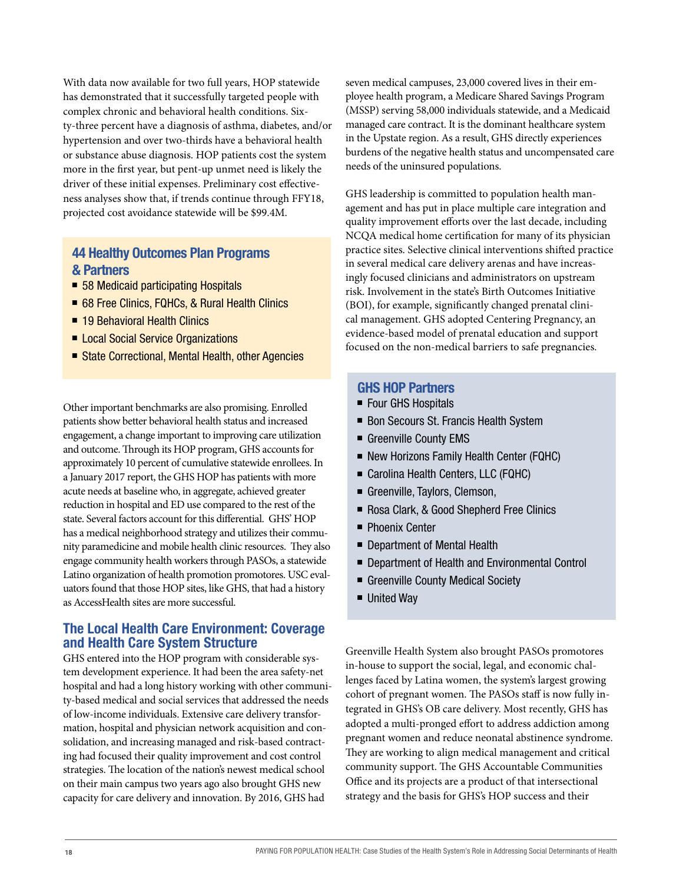With data now available for two full years, HOP statewide has demonstrated that it successfully targeted people with complex chronic and behavioral health conditions. Sixty-three percent have a diagnosis of asthma, diabetes, and/or hypertension and over two-thirds have a behavioral health or substance abuse diagnosis. HOP patients cost the system more in the first year, but pent-up unmet need is likely the driver of these initial expenses. Preliminary cost effectiveness analyses show that, if trends continue through FFY18, projected cost avoidance statewide will be $99.4M.

### 44 Healthy Outcomes Plan Programs & Partners

- 58 Medicaid participating Hospitals
- 68 Free Clinics, FQHCs, & Rural Health Clinics
- 19 Behavioral Health Clinics
- Local Social Service Organizations
- State Correctional, Mental Health, other Agencies

Other important benchmarks are also promising. Enrolled patients show better behavioral health status and increased engagement, a change important to improving care utilization and outcome. Through its HOP program, GHS accounts for approximately 10 percent of cumulative statewide enrollees. In a January 2017 report, the GHS HOP has patients with more acute needs at baseline who, in aggregate, achieved greater reduction in hospital and ED use compared to the rest of the state. Several factors account for this differential. GHS' HOP has a medical neighborhood strategy and utilizes their community paramedicine and mobile health clinic resources. They also engage community health workers through PASOs, a statewide Latino organization of health promotion promotores. USC evaluators found that those HOP sites, like GHS, that had a history as AccessHealth sites are more successful.

## The Local Health Care Environment: Coverage and Health Care System Structure

GHS entered into the HOP program with considerable system development experience. It had been the area safety-net hospital and had a long history working with other community-based medical and social services that addressed the needs of low-income individuals. Extensive care delivery transformation, hospital and physician network acquisition and consolidation, and increasing managed and risk-based contracting had focused their quality improvement and cost control strategies. The location of the nation's newest medical school on their main campus two years ago also brought GHS new capacity for care delivery and innovation. By 2016, GHS had seven medical campuses, 23,000 covered lives in their employee health program, a Medicare Shared Savings Program (MSSP) serving 58,000 individuals statewide, and a Medicaid managed care contract. It is the dominant healthcare system in the Upstate region. As a result, GHS directly experiences burdens of the negative health status and uncompensated care needs of the uninsured populations.

GHS leadership is committed to population health management and has put in place multiple care integration and quality improvement efforts over the last decade, including NCQA medical home certification for many of its physician practice sites. Selective clinical interventions shifted practice in several medical care delivery arenas and have increasingly focused clinicians and administrators on upstream risk. Involvement in the state's Birth Outcomes Initiative (BOI), for example, significantly changed prenatal clinical management. GHS adopted Centering Pregnancy, an evidence-based model of prenatal education and support focused on the non-medical barriers to safe pregnancies.

### GHS HOP Partners

- Four GHS Hospitals
- Bon Secours St. Francis Health System
- Greenville County EMS
- New Horizons Family Health Center (FQHC)
- Carolina Health Centers, LLC (FQHC)
- Greenville, Taylors, Clemson,
- Rosa Clark, & Good Shepherd Free Clinics
- Phoenix Center
- Department of Mental Health
- Department of Health and Environmental Control
- Greenville County Medical Society
- United Way

Greenville Health System also brought PASOs promotores in-house to support the social, legal, and economic challenges faced by Latina women, the system's largest growing cohort of pregnant women. The PASOs staff is now fully integrated in GHS's OB care delivery. Most recently, GHS has adopted a multi-pronged effort to address addiction among pregnant women and reduce neonatal abstinence syndrome. They are working to align medical management and critical community support. The GHS Accountable Communities Office and its projects are a product of that intersectional strategy and the basis for GHS's HOP success and their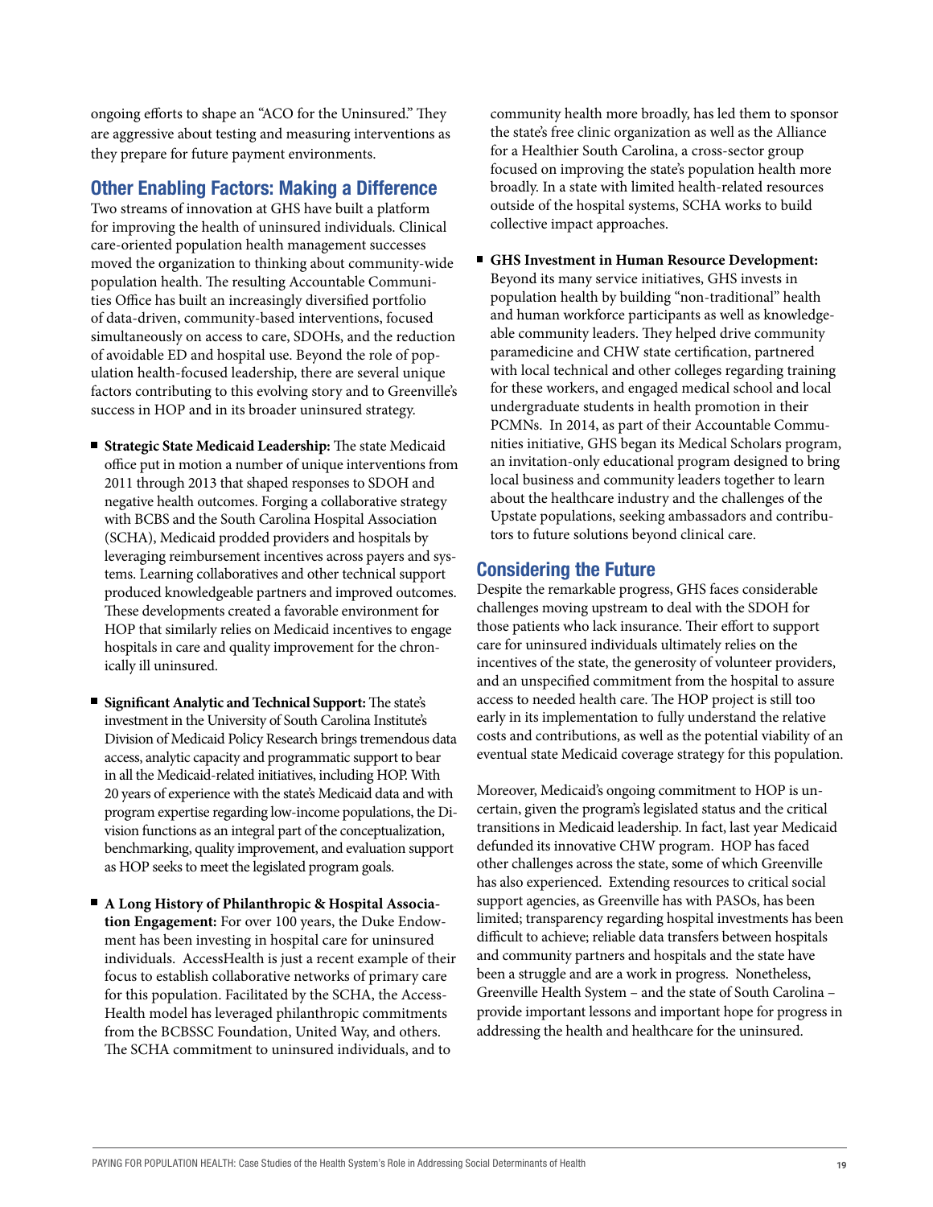ongoing efforts to shape an "ACO for the Uninsured." They are aggressive about testing and measuring interventions as they prepare for future payment environments.

## Other Enabling Factors: Making a Difference

Two streams of innovation at GHS have built a platform for improving the health of uninsured individuals. Clinical care-oriented population health management successes moved the organization to thinking about community-wide population health. The resulting Accountable Communities Office has built an increasingly diversified portfolio of data-driven, community-based interventions, focused simultaneously on access to care, SDOHs, and the reduction of avoidable ED and hospital use. Beyond the role of population health-focused leadership, there are several unique factors contributing to this evolving story and to Greenville's success in HOP and in its broader uninsured strategy.

- **Strategic State Medicaid Leadership:** The state Medicaid office put in motion a number of unique interventions from 2011 through 2013 that shaped responses to SDOH and negative health outcomes. Forging a collaborative strategy with BCBS and the South Carolina Hospital Association (SCHA), Medicaid prodded providers and hospitals by leveraging reimbursement incentives across payers and systems. Learning collaboratives and other technical support produced knowledgeable partners and improved outcomes. These developments created a favorable environment for HOP that similarly relies on Medicaid incentives to engage hospitals in care and quality improvement for the chronically ill uninsured.

- **Significant Analytic and Technical Support:** The state's investment in the University of South Carolina Institute's Division of Medicaid Policy Research brings tremendous data access, analytic capacity and programmatic support to bear in all the Medicaid-related initiatives, including HOP. With 20 years of experience with the state's Medicaid data and with program expertise regarding low-income populations, the Division functions as an integral part of the conceptualization, benchmarking, quality improvement, and evaluation support as HOP seeks to meet the legislated program goals.

- **A Long History of Philanthropic & Hospital Association Engagement:** For over 100 years, the Duke Endowment has been investing in hospital care for uninsured individuals. AccessHealth is just a recent example of their focus to establish collaborative networks of primary care for this population. Facilitated by the SCHA, the AccessHealth model has leveraged philanthropic commitments from the BCBSSC Foundation, United Way, and others. The SCHA commitment to uninsured individuals, and to community health more broadly, has led them to sponsor the state's free clinic organization as well as the Alliance for a Healthier South Carolina, a cross-sector group focused on improving the state's population health more broadly. In a state with limited health-related resources outside of the hospital systems, SCHA works to build collective impact approaches.

- **GHS Investment in Human Resource Development:** Beyond its many service initiatives, GHS invests in population health by building "non-traditional" health and human workforce participants as well as knowledgeable community leaders. They helped drive community paramedicine and CHW state certification, partnered with local technical and other colleges regarding training for these workers, and engaged medical school and local undergraduate students in health promotion in their PCMNs. In 2014, as part of their Accountable Communities initiative, GHS began its Medical Scholars program, an invitation-only educational program designed to bring local business and community leaders together to learn about the healthcare industry and the challenges of the Upstate populations, seeking ambassadors and contributors to future solutions beyond clinical care.

## Considering the Future

Despite the remarkable progress, GHS faces considerable challenges moving upstream to deal with the SDOH for those patients who lack insurance. Their effort to support care for uninsured individuals ultimately relies on the incentives of the state, the generosity of volunteer providers, and an unspecified commitment from the hospital to assure access to needed health care. The HOP project is still too early in its implementation to fully understand the relative costs and contributions, as well as the potential viability of an eventual state Medicaid coverage strategy for this population.

Moreover, Medicaid's ongoing commitment to HOP is uncertain, given the program's legislated status and the critical transitions in Medicaid leadership. In fact, last year Medicaid defunded its innovative CHW program. HOP has faced other challenges across the state, some of which Greenville has also experienced. Extending resources to critical social support agencies, as Greenville has with PASOs, has been limited; transparency regarding hospital investments has been difficult to achieve; reliable data transfers between hospitals and community partners and hospitals and the state have been a struggle and are a work in progress. Nonetheless, Greenville Health System – and the state of South Carolina – provide important lessons and important hope for progress in addressing the health and healthcare for the uninsured.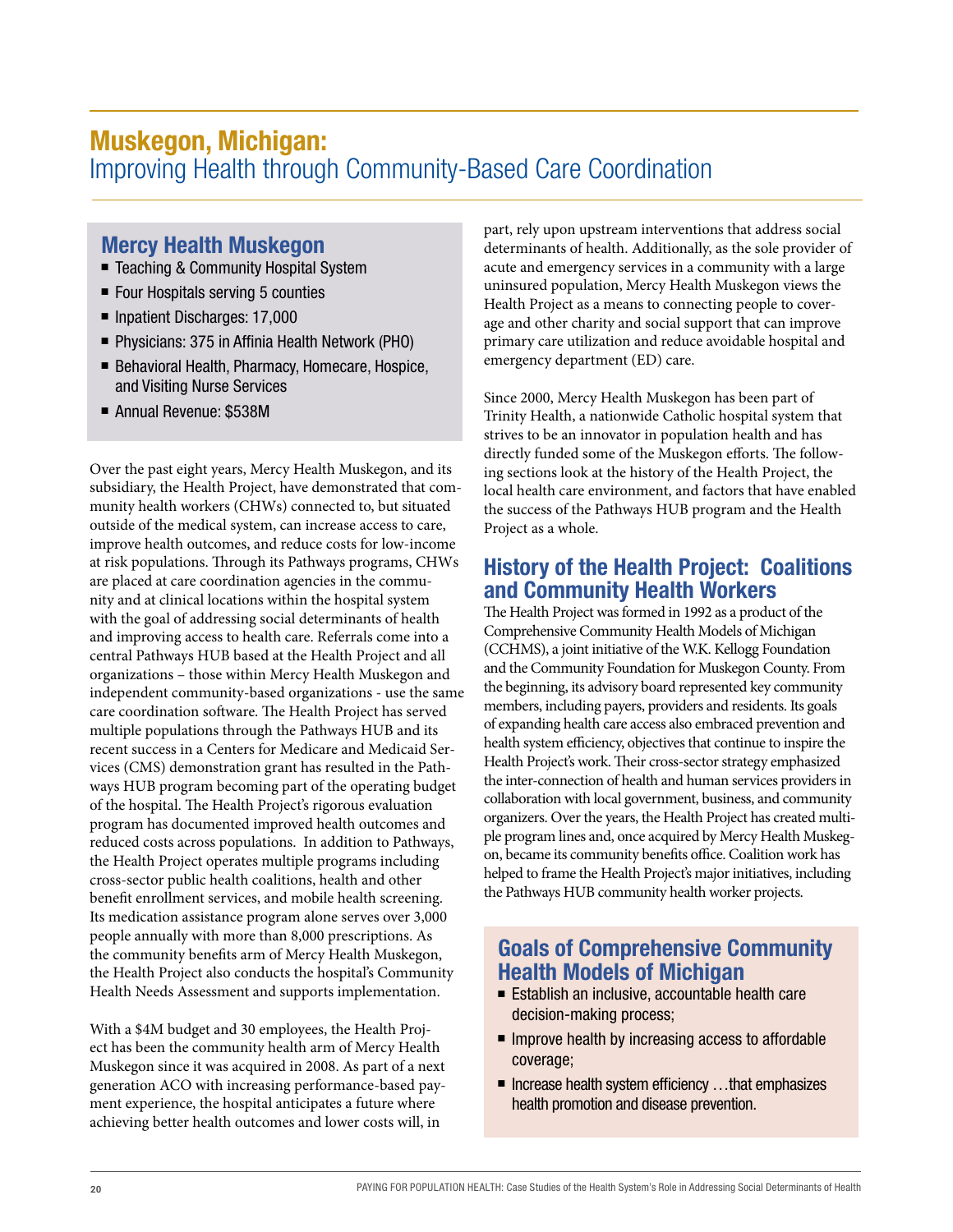# Muskegon, Michigan:
## Improving Health through Community-Based Care Coordination

### Mercy Health Muskegon

- Teaching & Community Hospital System
- Four Hospitals serving 5 counties
- Inpatient Discharges: 17,000
- Physicians: 375 in Affinia Health Network (PHO)
- Behavioral Health, Pharmacy, Homecare, Hospice, and Visiting Nurse Services
- Annual Revenue: $538M

Over the past eight years, Mercy Health Muskegon, and its subsidiary, the Health Project, have demonstrated that community health workers (CHWs) connected to, but situated outside of the medical system, can increase access to care, improve health outcomes, and reduce costs for low-income at risk populations. Through its Pathways programs, CHWs are placed at care coordination agencies in the community and at clinical locations within the hospital system with the goal of addressing social determinants of health and improving access to health care. Referrals come into a central Pathways HUB based at the Health Project and all organizations – those within Mercy Health Muskegon and independent community-based organizations - use the same care coordination software. The Health Project has served multiple populations through the Pathways HUB and its recent success in a Centers for Medicare and Medicaid Services (CMS) demonstration grant has resulted in the Pathways HUB program becoming part of the operating budget of the hospital. The Health Project's rigorous evaluation program has documented improved health outcomes and reduced costs across populations. In addition to Pathways, the Health Project operates multiple programs including cross-sector public health coalitions, health and other benefit enrollment services, and mobile health screening. Its medication assistance program alone serves over 3,000 people annually with more than 8,000 prescriptions. As the community benefits arm of Mercy Health Muskegon, the Health Project also conducts the hospital's Community Health Needs Assessment and supports implementation.

With a $4M budget and 30 employees, the Health Project has been the community health arm of Mercy Health Muskegon since it was acquired in 2008. As part of a next generation ACO with increasing performance-based payment experience, the hospital anticipates a future where achieving better health outcomes and lower costs will, in part, rely upon upstream interventions that address social determinants of health. Additionally, as the sole provider of acute and emergency services in a community with a large uninsured population, Mercy Health Muskegon views the Health Project as a means to connecting people to coverage and other charity and social support that can improve primary care utilization and reduce avoidable hospital and emergency department (ED) care.

Since 2000, Mercy Health Muskegon has been part of Trinity Health, a nationwide Catholic hospital system that strives to be an innovator in population health and has directly funded some of the Muskegon efforts. The following sections look at the history of the Health Project, the local health care environment, and factors that have enabled the success of the Pathways HUB program and the Health Project as a whole.

### History of the Health Project: Coalitions and Community Health Workers

The Health Project was formed in 1992 as a product of the Comprehensive Community Health Models of Michigan (CCHMS), a joint initiative of the W.K. Kellogg Foundation and the Community Foundation for Muskegon County. From the beginning, its advisory board represented key community members, including payers, providers and residents. Its goals of expanding health care access also embraced prevention and health system efficiency, objectives that continue to inspire the Health Project's work. Their cross-sector strategy emphasized the inter-connection of health and human services providers in collaboration with local government, business, and community organizers. Over the years, the Health Project has created multiple program lines and, once acquired by Mercy Health Muskegon, became its community benefits office. Coalition work has helped to frame the Health Project's major initiatives, including the Pathways HUB community health worker projects.

### Goals of Comprehensive Community Health Models of Michigan

- Establish an inclusive, accountable health care decision-making process;
- Improve health by increasing access to affordable coverage;
- Increase health system efficiency …that emphasizes health promotion and disease prevention.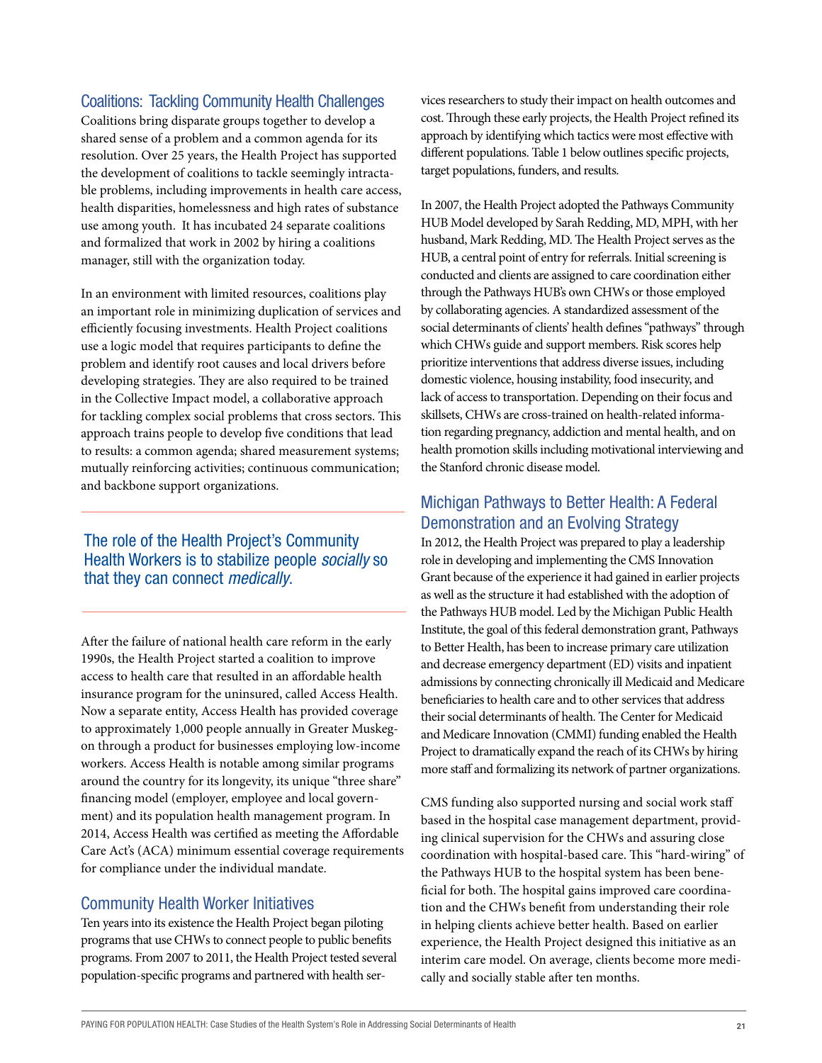## Coalitions: Tackling Community Health Challenges

Coalitions bring disparate groups together to develop a shared sense of a problem and a common agenda for its resolution. Over 25 years, the Health Project has supported the development of coalitions to tackle seemingly intractable problems, including improvements in health care access, health disparities, homelessness and high rates of substance use among youth. It has incubated 24 separate coalitions and formalized that work in 2002 by hiring a coalitions manager, still with the organization today.

In an environment with limited resources, coalitions play an important role in minimizing duplication of services and efficiently focusing investments. Health Project coalitions use a logic model that requires participants to define the problem and identify root causes and local drivers before developing strategies. They are also required to be trained in the Collective Impact model, a collaborative approach for tackling complex social problems that cross sectors. This approach trains people to develop five conditions that lead to results: a common agenda; shared measurement systems; mutually reinforcing activities; continuous communication; and backbone support organizations.

> The role of the Health Project's Community Health Workers is to stabilize people *socially* so that they can connect *medically*.

After the failure of national health care reform in the early 1990s, the Health Project started a coalition to improve access to health care that resulted in an affordable health insurance program for the uninsured, called Access Health. Now a separate entity, Access Health has provided coverage to approximately 1,000 people annually in Greater Muskegon through a product for businesses employing low-income workers. Access Health is notable among similar programs around the country for its longevity, its unique "three share" financing model (employer, employee and local government) and its population health management program. In 2014, Access Health was certified as meeting the Affordable Care Act's (ACA) minimum essential coverage requirements for compliance under the individual mandate.

## Community Health Worker Initiatives

Ten years into its existence the Health Project began piloting programs that use CHWs to connect people to public benefits programs. From 2007 to 2011, the Health Project tested several population-specific programs and partnered with health services researchers to study their impact on health outcomes and cost. Through these early projects, the Health Project refined its approach by identifying which tactics were most effective with different populations. Table 1 below outlines specific projects, target populations, funders, and results.

In 2007, the Health Project adopted the Pathways Community HUB Model developed by Sarah Redding, MD, MPH, with her husband, Mark Redding, MD. The Health Project serves as the HUB, a central point of entry for referrals. Initial screening is conducted and clients are assigned to care coordination either through the Pathways HUB's own CHWs or those employed by collaborating agencies. A standardized assessment of the social determinants of clients' health defines "pathways" through which CHWs guide and support members. Risk scores help prioritize interventions that address diverse issues, including domestic violence, housing instability, food insecurity, and lack of access to transportation. Depending on their focus and skillsets, CHWs are cross-trained on health-related information regarding pregnancy, addiction and mental health, and on health promotion skills including motivational interviewing and the Stanford chronic disease model.

## Michigan Pathways to Better Health: A Federal Demonstration and an Evolving Strategy

In 2012, the Health Project was prepared to play a leadership role in developing and implementing the CMS Innovation Grant because of the experience it had gained in earlier projects as well as the structure it had established with the adoption of the Pathways HUB model. Led by the Michigan Public Health Institute, the goal of this federal demonstration grant, Pathways to Better Health, has been to increase primary care utilization and decrease emergency department (ED) visits and inpatient admissions by connecting chronically ill Medicaid and Medicare beneficiaries to health care and to other services that address their social determinants of health. The Center for Medicaid and Medicare Innovation (CMMI) funding enabled the Health Project to dramatically expand the reach of its CHWs by hiring more staff and formalizing its network of partner organizations.

CMS funding also supported nursing and social work staff based in the hospital case management department, providing clinical supervision for the CHWs and assuring close coordination with hospital-based care. This "hard-wiring" of the Pathways HUB to the hospital system has been beneficial for both. The hospital gains improved care coordination and the CHWs benefit from understanding their role in helping clients achieve better health. Based on earlier experience, the Health Project designed this initiative as an interim care model. On average, clients become more medically and socially stable after ten months.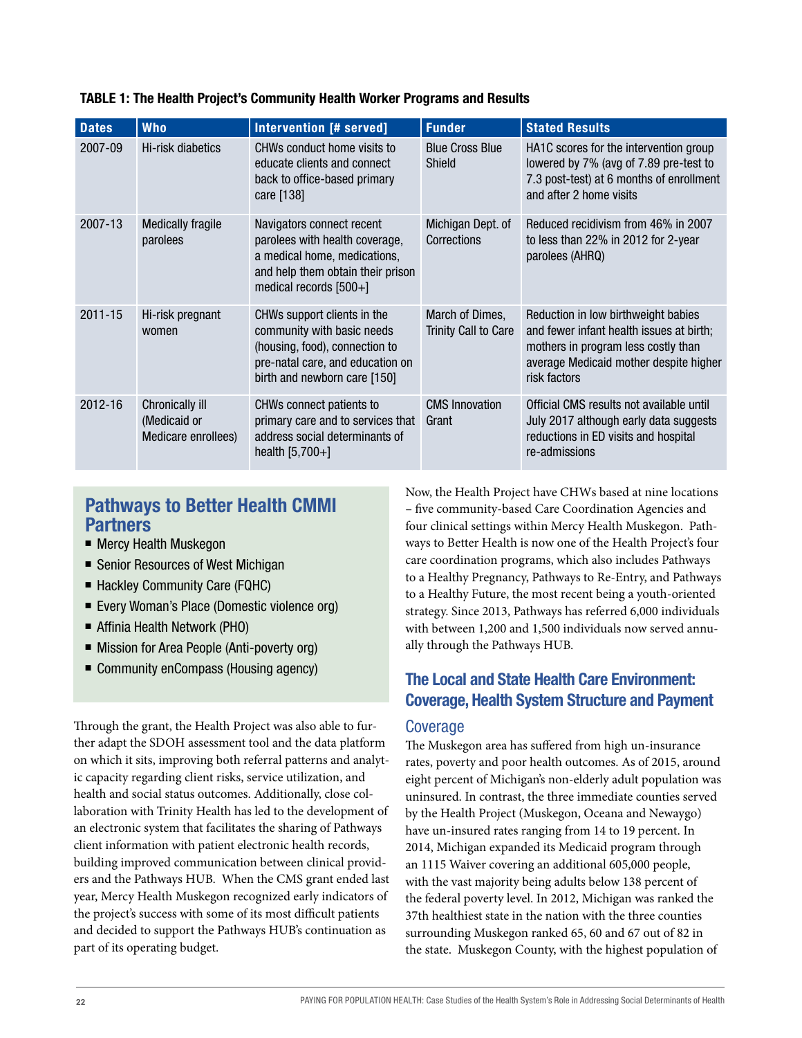**TABLE 1: The Health Project's Community Health Worker Programs and Results**

| Dates | Who | Intervention [# served] | Funder | Stated Results |
|---|---|---|---|---|
| 2007-09 | Hi-risk diabetics | CHWs conduct home visits to educate clients and connect back to office-based primary care [138] | Blue Cross Blue Shield | HA1C scores for the intervention group lowered by 7% (avg of 7.89 pre-test to 7.3 post-test) at 6 months of enrollment and after 2 home visits |
| 2007-13 | Medically fragile parolees | Navigators connect recent parolees with health coverage, a medical home, medications, and help them obtain their prison medical records [500+] | Michigan Dept. of Corrections | Reduced recidivism from 46% in 2007 to less than 22% in 2012 for 2-year parolees (AHRQ) |
| 2011-15 | Hi-risk pregnant women | CHWs support clients in the community with basic needs (housing, food), connection to pre-natal care, and education on birth and newborn care [150] | March of Dimes, Trinity Call to Care | Reduction in low birthweight babies and fewer infant health issues at birth; mothers in program less costly than average Medicaid mother despite higher risk factors |
| 2012-16 | Chronically ill (Medicaid or Medicare enrollees) | CHWs connect patients to primary care and to services that address social determinants of health [5,700+] | CMS Innovation Grant | Official CMS results not available until July 2017 although early data suggests reductions in ED visits and hospital re-admissions |

## Pathways to Better Health CMMI Partners

- Mercy Health Muskegon
- Senior Resources of West Michigan
- Hackley Community Care (FQHC)
- Every Woman's Place (Domestic violence org)
- Affinia Health Network (PHO)
- Mission for Area People (Anti-poverty org)
- Community enCompass (Housing agency)

Through the grant, the Health Project was also able to further adapt the SDOH assessment tool and the data platform on which it sits, improving both referral patterns and analytic capacity regarding client risks, service utilization, and health and social status outcomes. Additionally, close collaboration with Trinity Health has led to the development of an electronic system that facilitates the sharing of Pathways client information with patient electronic health records, building improved communication between clinical providers and the Pathways HUB. When the CMS grant ended last year, Mercy Health Muskegon recognized early indicators of the project's success with some of its most difficult patients and decided to support the Pathways HUB's continuation as part of its operating budget.

Now, the Health Project have CHWs based at nine locations – five community-based Care Coordination Agencies and four clinical settings within Mercy Health Muskegon. Pathways to Better Health is now one of the Health Project's four care coordination programs, which also includes Pathways to a Healthy Pregnancy, Pathways to Re-Entry, and Pathways to a Healthy Future, the most recent being a youth-oriented strategy. Since 2013, Pathways has referred 6,000 individuals with between 1,200 and 1,500 individuals now served annually through the Pathways HUB.

## The Local and State Health Care Environment: Coverage, Health System Structure and Payment

### Coverage

The Muskegon area has suffered from high un-insurance rates, poverty and poor health outcomes. As of 2015, around eight percent of Michigan's non-elderly adult population was uninsured. In contrast, the three immediate counties served by the Health Project (Muskegon, Oceana and Newaygo) have un-insured rates ranging from 14 to 19 percent. In 2014, Michigan expanded its Medicaid program through an 1115 Waiver covering an additional 605,000 people, with the vast majority being adults below 138 percent of the federal poverty level. In 2012, Michigan was ranked the 37th healthiest state in the nation with the three counties surrounding Muskegon ranked 65, 60 and 67 out of 82 in the state. Muskegon County, with the highest population of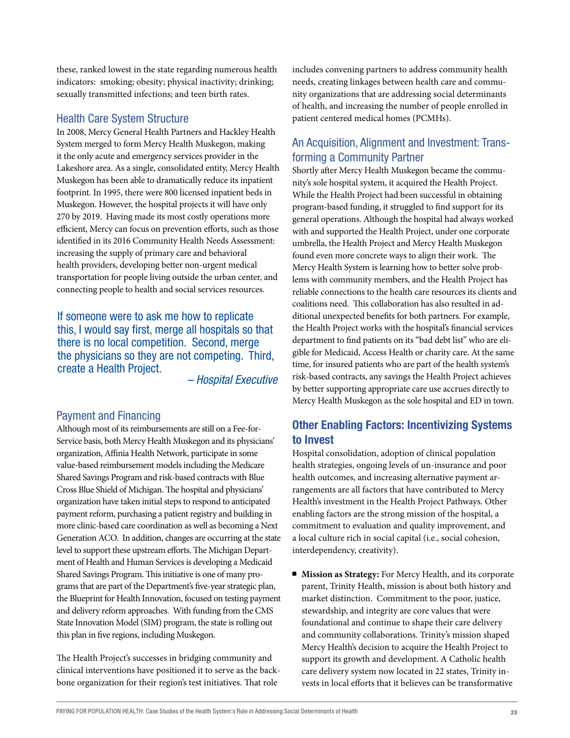these, ranked lowest in the state regarding numerous health indicators: smoking; obesity; physical inactivity; drinking; sexually transmitted infections; and teen birth rates.

### Health Care System Structure

In 2008, Mercy General Health Partners and Hackley Health System merged to form Mercy Health Muskegon, making it the only acute and emergency services provider in the Lakeshore area. As a single, consolidated entity, Mercy Health Muskegon has been able to dramatically reduce its inpatient footprint. In 1995, there were 800 licensed inpatient beds in Muskegon. However, the hospital projects it will have only 270 by 2019. Having made its most costly operations more efficient, Mercy can focus on prevention efforts, such as those identified in its 2016 Community Health Needs Assessment: increasing the supply of primary care and behavioral health providers, developing better non-urgent medical transportation for people living outside the urban center, and connecting people to health and social services resources.

> If someone were to ask me how to replicate this, I would say first, merge all hospitals so that there is no local competition. Second, merge the physicians so they are not competing. Third, create a Health Project.
>
> *– Hospital Executive*

### Payment and Financing

Although most of its reimbursements are still on a Fee-for-Service basis, both Mercy Health Muskegon and its physicians' organization, Affinia Health Network, participate in some value-based reimbursement models including the Medicare Shared Savings Program and risk-based contracts with Blue Cross Blue Shield of Michigan. The hospital and physicians' organization have taken initial steps to respond to anticipated payment reform, purchasing a patient registry and building in more clinic-based care coordination as well as becoming a Next Generation ACO. In addition, changes are occurring at the state level to support these upstream efforts. The Michigan Department of Health and Human Services is developing a Medicaid Shared Savings Program. This initiative is one of many programs that are part of the Department's five-year strategic plan, the Blueprint for Health Innovation, focused on testing payment and delivery reform approaches. With funding from the CMS State Innovation Model (SIM) program, the state is rolling out this plan in five regions, including Muskegon.

The Health Project's successes in bridging community and clinical interventions have positioned it to serve as the backbone organization for their region's test initiatives. That role includes convening partners to address community health needs, creating linkages between health care and community organizations that are addressing social determinants of health, and increasing the number of people enrolled in patient centered medical homes (PCMHs).

### An Acquisition, Alignment and Investment: Transforming a Community Partner

Shortly after Mercy Health Muskegon became the community's sole hospital system, it acquired the Health Project. While the Health Project had been successful in obtaining program-based funding, it struggled to find support for its general operations. Although the hospital had always worked with and supported the Health Project, under one corporate umbrella, the Health Project and Mercy Health Muskegon found even more concrete ways to align their work. The Mercy Health System is learning how to better solve problems with community members, and the Health Project has reliable connections to the health care resources its clients and coalitions need. This collaboration has also resulted in additional unexpected benefits for both partners. For example, the Health Project works with the hospital's financial services department to find patients on its "bad debt list" who are eligible for Medicaid, Access Health or charity care. At the same time, for insured patients who are part of the health system's risk-based contracts, any savings the Health Project achieves by better supporting appropriate care use accrues directly to Mercy Health Muskegon as the sole hospital and ED in town.

## Other Enabling Factors: Incentivizing Systems to Invest

Hospital consolidation, adoption of clinical population health strategies, ongoing levels of un-insurance and poor health outcomes, and increasing alternative payment arrangements are all factors that have contributed to Mercy Health's investment in the Health Project Pathways. Other enabling factors are the strong mission of the hospital, a commitment to evaluation and quality improvement, and a local culture rich in social capital (i.e., social cohesion, interdependency, creativity).

- **Mission as Strategy:** For Mercy Health, and its corporate parent, Trinity Health, mission is about both history and market distinction. Commitment to the poor, justice, stewardship, and integrity are core values that were foundational and continue to shape their care delivery and community collaborations. Trinity's mission shaped Mercy Health's decision to acquire the Health Project to support its growth and development. A Catholic health care delivery system now located in 22 states, Trinity invests in local efforts that it believes can be transformative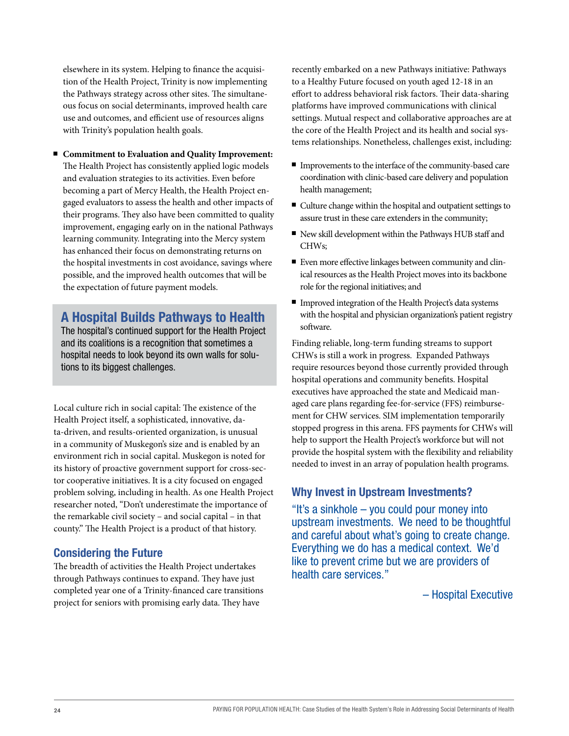elsewhere in its system. Helping to finance the acquisition of the Health Project, Trinity is now implementing the Pathways strategy across other sites. The simultaneous focus on social determinants, improved health care use and outcomes, and efficient use of resources aligns with Trinity's population health goals.

- **Commitment to Evaluation and Quality Improvement:** The Health Project has consistently applied logic models and evaluation strategies to its activities. Even before becoming a part of Mercy Health, the Health Project engaged evaluators to assess the health and other impacts of their programs. They also have been committed to quality improvement, engaging early on in the national Pathways learning community. Integrating into the Mercy system has enhanced their focus on demonstrating returns on the hospital investments in cost avoidance, savings where possible, and the improved health outcomes that will be the expectation of future payment models.

## A Hospital Builds Pathways to Health

The hospital's continued support for the Health Project and its coalitions is a recognition that sometimes a hospital needs to look beyond its own walls for solutions to its biggest challenges.

Local culture rich in social capital: The existence of the Health Project itself, a sophisticated, innovative, data-driven, and results-oriented organization, is unusual in a community of Muskegon's size and is enabled by an environment rich in social capital. Muskegon is noted for its history of proactive government support for cross-sector cooperative initiatives. It is a city focused on engaged problem solving, including in health. As one Health Project researcher noted, "Don't underestimate the importance of the remarkable civil society – and social capital – in that county." The Health Project is a product of that history.

### Considering the Future

The breadth of activities the Health Project undertakes through Pathways continues to expand. They have just completed year one of a Trinity-financed care transitions project for seniors with promising early data. They have recently embarked on a new Pathways initiative: Pathways to a Healthy Future focused on youth aged 12-18 in an effort to address behavioral risk factors. Their data-sharing platforms have improved communications with clinical settings. Mutual respect and collaborative approaches are at the core of the Health Project and its health and social systems relationships. Nonetheless, challenges exist, including:

- Improvements to the interface of the community-based care coordination with clinic-based care delivery and population health management;
- Culture change within the hospital and outpatient settings to assure trust in these care extenders in the community;
- New skill development within the Pathways HUB staff and CHWs;
- Even more effective linkages between community and clinical resources as the Health Project moves into its backbone role for the regional initiatives; and
- Improved integration of the Health Project's data systems with the hospital and physician organization's patient registry software.

Finding reliable, long-term funding streams to support CHWs is still a work in progress. Expanded Pathways require resources beyond those currently provided through hospital operations and community benefits. Hospital executives have approached the state and Medicaid managed care plans regarding fee-for-service (FFS) reimbursement for CHW services. SIM implementation temporarily stopped progress in this arena. FFS payments for CHWs will help to support the Health Project's workforce but will not provide the hospital system with the flexibility and reliability needed to invest in an array of population health programs.

### Why Invest in Upstream Investments?

"It's a sinkhole – you could pour money into upstream investments. We need to be thoughtful and careful about what's going to create change. Everything we do has a medical context. We'd like to prevent crime but we are providers of health care services."

– Hospital Executive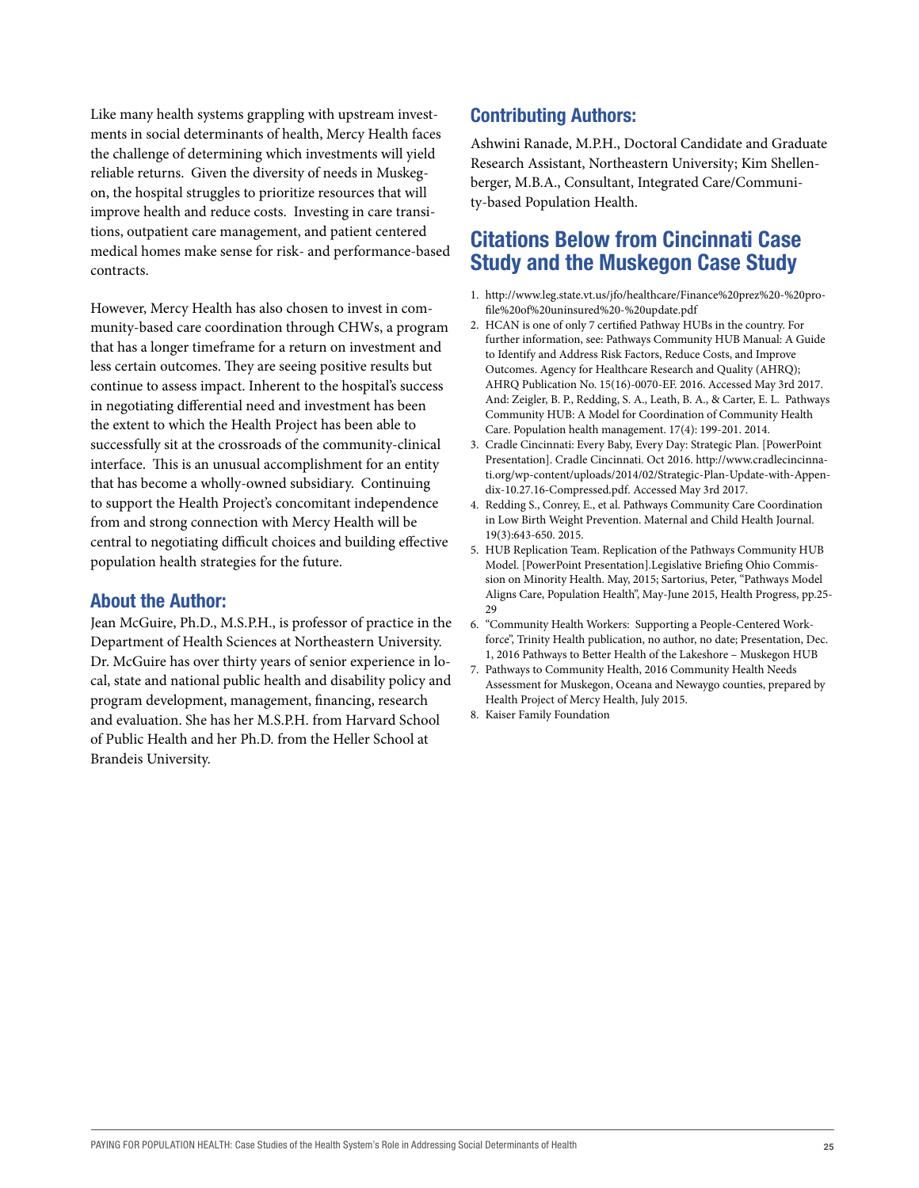Like many health systems grappling with upstream investments in social determinants of health, Mercy Health faces the challenge of determining which investments will yield reliable returns. Given the diversity of needs in Muskegon, the hospital struggles to prioritize resources that will improve health and reduce costs. Investing in care transitions, outpatient care management, and patient centered medical homes make sense for risk- and performance-based contracts.

However, Mercy Health has also chosen to invest in community-based care coordination through CHWs, a program that has a longer timeframe for a return on investment and less certain outcomes. They are seeing positive results but continue to assess impact. Inherent to the hospital's success in negotiating differential need and investment has been the extent to which the Health Project has been able to successfully sit at the crossroads of the community-clinical interface. This is an unusual accomplishment for an entity that has become a wholly-owned subsidiary. Continuing to support the Health Project's concomitant independence from and strong connection with Mercy Health will be central to negotiating difficult choices and building effective population health strategies for the future.

## About the Author:

Jean McGuire, Ph.D., M.S.P.H., is professor of practice in the Department of Health Sciences at Northeastern University. Dr. McGuire has over thirty years of senior experience in local, state and national public health and disability policy and program development, management, financing, research and evaluation. She has her M.S.P.H. from Harvard School of Public Health and her Ph.D. from the Heller School at Brandeis University.

## Contributing Authors:

Ashwini Ranade, M.P.H., Doctoral Candidate and Graduate Research Assistant, Northeastern University; Kim Shellenberger, M.B.A., Consultant, Integrated Care/Community-based Population Health.

## Citations Below from Cincinnati Case Study and the Muskegon Case Study

1. http://www.leg.state.vt.us/jfo/healthcare/Finance%20prez%20-%20profile%20of%20uninsured%20-%20update.pdf
2. HCAN is one of only 7 certified Pathway HUBs in the country. For further information, see: Pathways Community HUB Manual: A Guide to Identify and Address Risk Factors, Reduce Costs, and Improve Outcomes. Agency for Healthcare Research and Quality (AHRQ); AHRQ Publication No. 15(16)-0070-EF. 2016. Accessed May 3rd 2017. And: Zeigler, B. P., Redding, S. A., Leath, B. A., & Carter, E. L. Pathways Community HUB: A Model for Coordination of Community Health Care. Population health management. 17(4): 199-201. 2014.
3. Cradle Cincinnati: Every Baby, Every Day: Strategic Plan. [PowerPoint Presentation]. Cradle Cincinnati. Oct 2016. http://www.cradlecincinnati.org/wp-content/uploads/2014/02/Strategic-Plan-Update-with-Appendix-10.27.16-Compressed.pdf. Accessed May 3rd 2017.
4. Redding S., Conrey, E., et al. Pathways Community Care Coordination in Low Birth Weight Prevention. Maternal and Child Health Journal. 19(3):643-650. 2015.
5. HUB Replication Team. Replication of the Pathways Community HUB Model. [PowerPoint Presentation].Legislative Briefing Ohio Commission on Minority Health. May, 2015; Sartorius, Peter, "Pathways Model Aligns Care, Population Health", May-June 2015, Health Progress, pp.25-29
6. "Community Health Workers: Supporting a People-Centered Workforce", Trinity Health publication, no author, no date; Presentation, Dec. 1, 2016 Pathways to Better Health of the Lakeshore – Muskegon HUB
7. Pathways to Community Health, 2016 Community Health Needs Assessment for Muskegon, Oceana and Newaygo counties, prepared by Health Project of Mercy Health, July 2015.
8. Kaiser Family Foundation